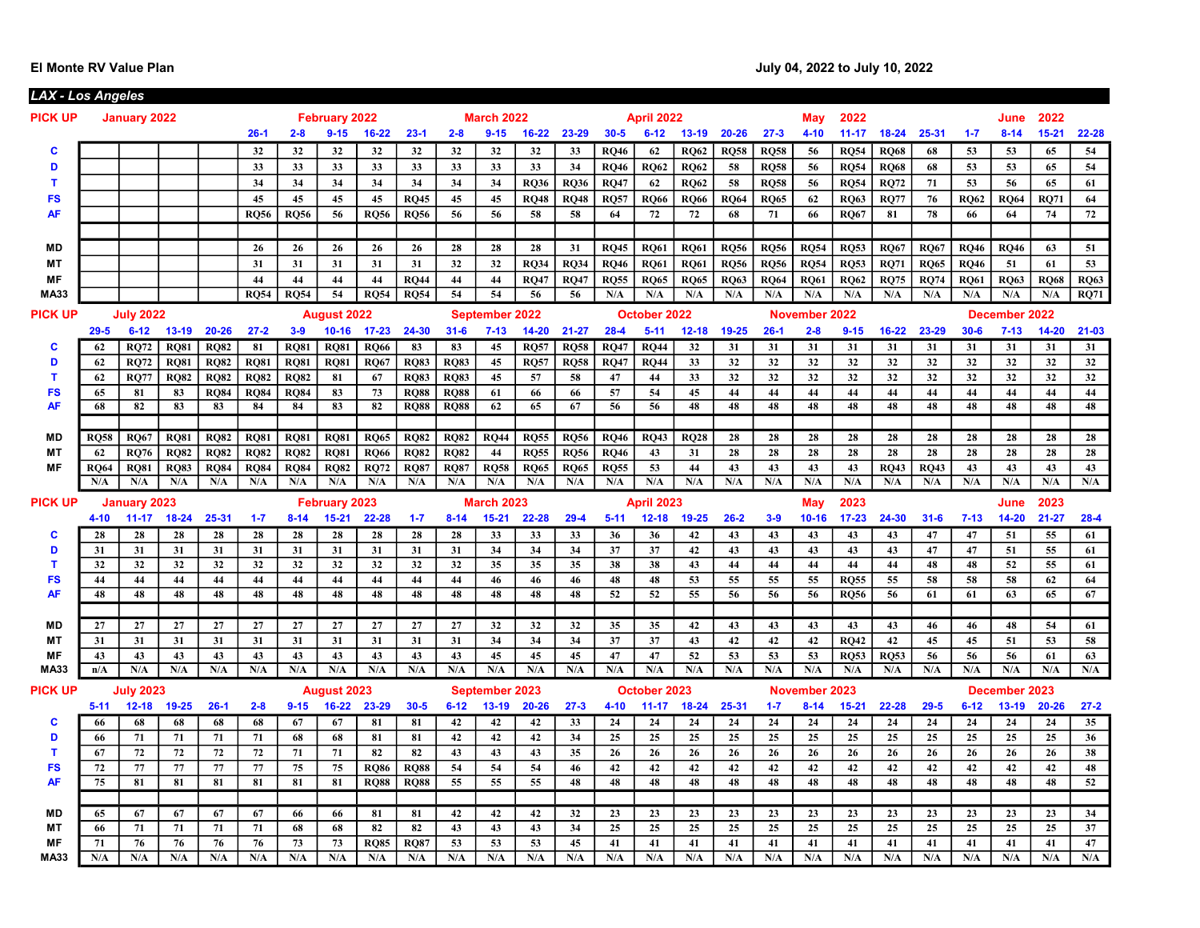**El Monte RV Value Plan** | **July 04, 2022 to July 10, 2022**

## LAX - Los Angeles

| PICK UP | January 2022 | | | | February 2022 | | | | March 2022 | | | | April 2022 | | | | | May 2022 | | | | June 2022 | | | |
|---|---|---|---|---|---|---|---|---|---|---|---|---|---|---|---|---|---|---|---|---|---|---|---|---|---|
| | | | | | 26-1 | 2-8 | 9-15 | 16-22 | 23-1 | 2-8 | 9-15 | 16-22 | 23-29 | 30-5 | 6-12 | 13-19 | 20-26 | 27-3 | 4-10 | 11-17 | 18-24 | 25-31 | 1-7 | 8-14 | 15-21 | 22-28 |
| C | | | | | 32 | 32 | 32 | 32 | 32 | 32 | 32 | 32 | 33 | RQ46 | 62 | RQ62 | RQ58 | RQ58 | 56 | RQ54 | RQ68 | 68 | 53 | 53 | 65 | 54 |
| D | | | | | 33 | 33 | 33 | 33 | 33 | 33 | 33 | 33 | 34 | RQ46 | RQ62 | RQ62 | 58 | RQ58 | 56 | RQ54 | RQ68 | 68 | 53 | 53 | 65 | 54 |
| T | | | | | 34 | 34 | 34 | 34 | 34 | 34 | 34 | RQ36 | RQ36 | RQ47 | 62 | RQ62 | 58 | RQ58 | 56 | RQ54 | RQ72 | 71 | 53 | 56 | 65 | 61 |
| FS | | | | | 45 | 45 | 45 | 45 | RQ45 | 45 | 45 | RQ48 | RQ48 | RQ57 | RQ66 | RQ66 | RQ64 | RQ65 | 62 | RQ63 | RQ77 | 76 | RQ62 | RQ64 | RQ71 | 64 |
| AF | | | | | RQ56 | RQ56 | 56 | RQ56 | RQ56 | 56 | 56 | 58 | 58 | 64 | 72 | 72 | 68 | 71 | 66 | RQ67 | 81 | 78 | 66 | 64 | 74 | 72 |
| | | | | | | | | | | | | | | | | | | | | | | | | | | |
| MD | | | | | 26 | 26 | 26 | 26 | 26 | 28 | 28 | 28 | 31 | RQ45 | RQ61 | RQ61 | RQ56 | RQ56 | RQ54 | RQ53 | RQ67 | RQ67 | RQ46 | RQ46 | 63 | 51 |
| MT | | | | | 31 | 31 | 31 | 31 | 31 | 32 | 32 | RQ34 | RQ34 | RQ46 | RQ61 | RQ61 | RQ56 | RQ56 | RQ54 | RQ53 | RQ71 | RQ65 | RQ46 | 51 | 61 | 53 |
| MF | | | | | 44 | 44 | 44 | 44 | RQ44 | 44 | 44 | RQ47 | RQ47 | RQ55 | RQ65 | RQ65 | RQ63 | RQ64 | RQ61 | RQ62 | RQ75 | RQ74 | RQ61 | RQ63 | RQ68 | RQ63 |
| MA33 | | | | | RQ54 | RQ54 | 54 | RQ54 | RQ54 | 54 | 54 | 56 | 56 | N/A | N/A | N/A | N/A | N/A | N/A | N/A | N/A | N/A | N/A | N/A | N/A | RQ71 |

| PICK UP | July 2022 | | | | | August 2022 | | | | September 2022 | | | | | October 2022 | | | | November 2022 | | | | | December 2022 | | |
|---|---|---|---|---|---|---|---|---|---|---|---|---|---|---|---|---|---|---|---|---|---|---|---|---|---|---|
| | 29-5 | 6-12 | 13-19 | 20-26 | 27-2 | 3-9 | 10-16 | 17-23 | 24-30 | 31-6 | 7-13 | 14-20 | 21-27 | 28-4 | 5-11 | 12-18 | 19-25 | 26-1 | 2-8 | 9-15 | 16-22 | 23-29 | 30-6 | 7-13 | 14-20 | 21-03 |
| C | 62 | RQ72 | RQ81 | RQ82 | 81 | RQ81 | RQ81 | RQ66 | 83 | 83 | 45 | RQ57 | RQ58 | RQ47 | RQ44 | 32 | 31 | 31 | 31 | 31 | 31 | 31 | 31 | 31 | 31 | 31 |
| D | 62 | RQ72 | RQ81 | RQ82 | RQ81 | RQ81 | RQ81 | RQ67 | RQ83 | RQ83 | 45 | RQ57 | RQ58 | RQ47 | RQ44 | 33 | 32 | 32 | 32 | 32 | 32 | 32 | 32 | 32 | 32 | 32 |
| T | 62 | RQ77 | RQ82 | RQ82 | RQ82 | RQ82 | 81 | 67 | RQ83 | RQ83 | 45 | 57 | 58 | 47 | 44 | 33 | 32 | 32 | 32 | 32 | 32 | 32 | 32 | 32 | 32 | 32 |
| FS | 65 | 81 | 83 | RQ84 | RQ84 | RQ84 | 83 | 73 | RQ88 | RQ88 | 61 | 66 | 66 | 57 | 54 | 45 | 44 | 44 | 44 | 44 | 44 | 44 | 44 | 44 | 44 | 44 |
| AF | 68 | 82 | 83 | 83 | 84 | 84 | 83 | 82 | RQ88 | RQ88 | 62 | 65 | 67 | 56 | 56 | 48 | 48 | 48 | 48 | 48 | 48 | 48 | 48 | 48 | 48 | 48 |
| | | | | | | | | | | | | | | | | | | | | | | | | | | |
| MD | RQ58 | RQ67 | RQ81 | RQ82 | RQ81 | RQ81 | RQ81 | RQ65 | RQ82 | RQ82 | RQ44 | RQ55 | RQ56 | RQ46 | RQ43 | RQ28 | 28 | 28 | 28 | 28 | 28 | 28 | 28 | 28 | 28 | 28 |
| MT | 62 | RQ76 | RQ82 | RQ82 | RQ82 | RQ82 | RQ81 | RQ66 | RQ82 | RQ82 | 44 | RQ55 | RQ56 | RQ46 | 43 | 31 | 28 | 28 | 28 | 28 | 28 | 28 | 28 | 28 | 28 | 28 |
| MF | RQ64 | RQ81 | RQ83 | RQ84 | RQ84 | RQ84 | RQ82 | RQ72 | RQ87 | RQ87 | RQ58 | RQ65 | RQ65 | RQ55 | 53 | 44 | 43 | 43 | 43 | 43 | RQ43 | RQ43 | 43 | 43 | 43 | 43 |
| | N/A | N/A | N/A | N/A | N/A | N/A | N/A | N/A | N/A | N/A | N/A | N/A | N/A | N/A | N/A | N/A | N/A | N/A | N/A | N/A | N/A | N/A | N/A | N/A | N/A | N/A |

| PICK UP | January 2023 | | | | February 2023 | | | | March 2023 | | | | | April 2023 | | | | May 2023 | | | | | June 2023 | | | |
|---|---|---|---|---|---|---|---|---|---|---|---|---|---|---|---|---|---|---|---|---|---|---|---|---|---|---|
| | 4-10 | 11-17 | 18-24 | 25-31 | 1-7 | 8-14 | 15-21 | 22-28 | 1-7 | 8-14 | 15-21 | 22-28 | 29-4 | 5-11 | 12-18 | 19-25 | 26-2 | 3-9 | 10-16 | 17-23 | 24-30 | 31-6 | 7-13 | 14-20 | 21-27 | 28-4 |
| C | 28 | 28 | 28 | 28 | 28 | 28 | 28 | 28 | 28 | 28 | 33 | 33 | 33 | 36 | 36 | 42 | 43 | 43 | 43 | 43 | 43 | 47 | 47 | 51 | 55 | 61 |
| D | 31 | 31 | 31 | 31 | 31 | 31 | 31 | 31 | 31 | 31 | 34 | 34 | 34 | 37 | 37 | 42 | 43 | 43 | 43 | 43 | 43 | 47 | 47 | 51 | 55 | 61 |
| T | 32 | 32 | 32 | 32 | 32 | 32 | 32 | 32 | 32 | 32 | 35 | 35 | 35 | 38 | 38 | 43 | 44 | 44 | 44 | 44 | 44 | 48 | 48 | 52 | 55 | 61 |
| FS | 44 | 44 | 44 | 44 | 44 | 44 | 44 | 44 | 44 | 44 | 46 | 46 | 46 | 48 | 48 | 53 | 55 | 55 | 55 | RQ55 | 55 | 58 | 58 | 58 | 62 | 64 |
| AF | 48 | 48 | 48 | 48 | 48 | 48 | 48 | 48 | 48 | 48 | 48 | 48 | 48 | 52 | 52 | 55 | 56 | 56 | 56 | RQ56 | 56 | 61 | 61 | 63 | 65 | 67 |
| | | | | | | | | | | | | | | | | | | | | | | | | | | |
| MD | 27 | 27 | 27 | 27 | 27 | 27 | 27 | 27 | 27 | 27 | 32 | 32 | 32 | 35 | 35 | 42 | 43 | 43 | 43 | 43 | 43 | 46 | 46 | 48 | 54 | 61 |
| MT | 31 | 31 | 31 | 31 | 31 | 31 | 31 | 31 | 31 | 31 | 34 | 34 | 34 | 37 | 37 | 43 | 42 | 42 | 42 | RQ42 | 42 | 45 | 45 | 51 | 53 | 58 |
| MF | 43 | 43 | 43 | 43 | 43 | 43 | 43 | 43 | 43 | 43 | 45 | 45 | 45 | 47 | 47 | 52 | 53 | 53 | 53 | RQ53 | RQ53 | 56 | 56 | 56 | 61 | 63 |
| MA33 | n/A | N/A | N/A | N/A | N/A | N/A | N/A | N/A | N/A | N/A | N/A | N/A | N/A | N/A | N/A | N/A | N/A | N/A | N/A | N/A | N/A | N/A | N/A | N/A | N/A | N/A |

| PICK UP | July 2023 | | | | August 2023 | | | | | September 2023 | | | | October 2023 | | | | November 2023 | | | | | December 2023 | | | |
|---|---|---|---|---|---|---|---|---|---|---|---|---|---|---|---|---|---|---|---|---|---|---|---|---|---|---|
| | 5-11 | 12-18 | 19-25 | 26-1 | 2-8 | 9-15 | 16-22 | 23-29 | 30-5 | 6-12 | 13-19 | 20-26 | 27-3 | 4-10 | 11-17 | 18-24 | 25-31 | 1-7 | 8-14 | 15-21 | 22-28 | 29-5 | 6-12 | 13-19 | 20-26 | 27-2 |
| C | 66 | 68 | 68 | 68 | 68 | 67 | 67 | 81 | 81 | 42 | 42 | 42 | 33 | 24 | 24 | 24 | 24 | 24 | 24 | 24 | 24 | 24 | 24 | 24 | 24 | 35 |
| D | 66 | 71 | 71 | 71 | 71 | 68 | 68 | 81 | 81 | 42 | 42 | 42 | 34 | 25 | 25 | 25 | 25 | 25 | 25 | 25 | 25 | 25 | 25 | 25 | 25 | 36 |
| T | 67 | 72 | 72 | 72 | 72 | 71 | 71 | 82 | 82 | 43 | 43 | 43 | 35 | 26 | 26 | 26 | 26 | 26 | 26 | 26 | 26 | 26 | 26 | 26 | 26 | 38 |
| FS | 72 | 77 | 77 | 77 | 77 | 75 | 75 | RQ86 | RQ88 | 54 | 54 | 54 | 46 | 42 | 42 | 42 | 42 | 42 | 42 | 42 | 42 | 42 | 42 | 42 | 42 | 48 |
| AF | 75 | 81 | 81 | 81 | 81 | 81 | 81 | RQ88 | RQ88 | 55 | 55 | 55 | 48 | 48 | 48 | 48 | 48 | 48 | 48 | 48 | 48 | 48 | 48 | 48 | 48 | 52 |
| | | | | | | | | | | | | | | | | | | | | | | | | | | |
| MD | 65 | 67 | 67 | 67 | 67 | 66 | 66 | 81 | 81 | 42 | 42 | 42 | 32 | 23 | 23 | 23 | 23 | 23 | 23 | 23 | 23 | 23 | 23 | 23 | 23 | 34 |
| MT | 66 | 71 | 71 | 71 | 71 | 68 | 68 | 82 | 82 | 43 | 43 | 43 | 34 | 25 | 25 | 25 | 25 | 25 | 25 | 25 | 25 | 25 | 25 | 25 | 25 | 37 |
| MF | 71 | 76 | 76 | 76 | 76 | 73 | 73 | RQ85 | RQ87 | 53 | 53 | 53 | 45 | 41 | 41 | 41 | 41 | 41 | 41 | 41 | 41 | 41 | 41 | 41 | 41 | 47 |
| MA33 | N/A | N/A | N/A | N/A | N/A | N/A | N/A | N/A | N/A | N/A | N/A | N/A | N/A | N/A | N/A | N/A | N/A | N/A | N/A | N/A | N/A | N/A | N/A | N/A | N/A | N/A |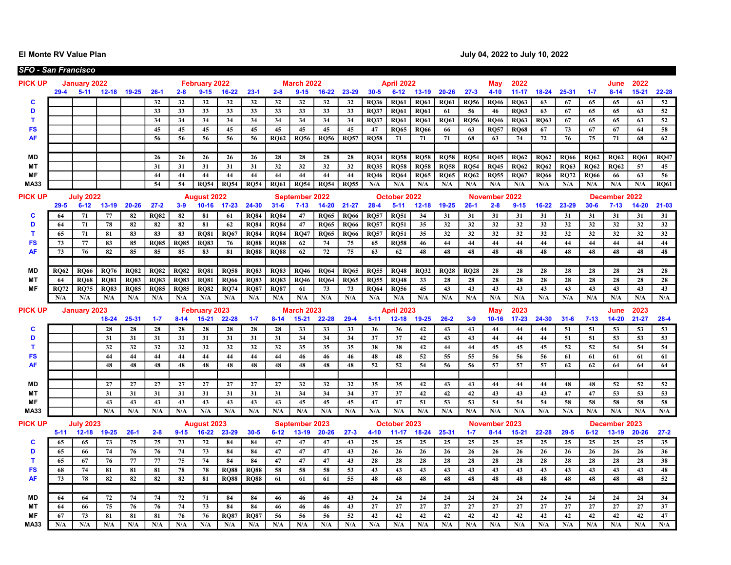El Monte RV Value Plan

July 04, 2022 to July 10, 2022

## SFO - San Francisco

| PICK UP | January 2022 | | | | | February 2022 | | | | March 2022 | | | | April 2022 | | | | | May 2022 | | | | | June 2022 | | | |
|---|---|---|---|---|---|---|---|---|---|---|---|---|---|---|---|---|---|---|---|---|---|---|---|---|---|---|---|
| | 29-4 | 5-11 | 12-18 | 19-25 | 26-1 | 2-8 | 9-15 | 16-22 | 23-1 | 2-8 | 9-15 | 16-22 | 23-29 | 30-5 | 6-12 | 13-19 | 20-26 | 27-3 | 4-10 | 11-17 | 18-24 | 25-31 | 1-7 | 8-14 | 15-21 | 22-28 |
| C | | | | | 32 | 32 | 32 | 32 | 32 | 32 | 32 | 32 | 32 | RQ36 | RQ61 | RQ61 | RQ61 | RQ56 | RQ46 | RQ63 | 63 | 67 | 65 | 65 | 63 | 52 |
| D | | | | | 33 | 33 | 33 | 33 | 33 | 33 | 33 | 33 | 33 | RQ37 | RQ61 | RQ61 | 61 | 56 | 46 | RQ63 | 63 | 67 | 65 | 65 | 63 | 52 |
| T | | | | | 34 | 34 | 34 | 34 | 34 | 34 | 34 | 34 | 34 | RQ37 | RQ61 | RQ61 | RQ61 | RQ56 | RQ46 | RQ63 | RQ63 | 67 | 65 | 65 | 63 | 52 |
| FS | | | | | 45 | 45 | 45 | 45 | 45 | 45 | 45 | 45 | 45 | 47 | RQ65 | RQ66 | 66 | 63 | RQ57 | RQ68 | 67 | 73 | 67 | 67 | 64 | 58 |
| AF | | | | | 56 | 56 | 56 | 56 | 56 | RQ62 | RQ56 | RQ56 | RQ57 | RQ58 | 71 | 71 | 71 | 68 | 63 | 74 | 72 | 76 | 75 | 71 | 68 | 62 |
| | | | | | | | | | | | | | | | | | | | | | | | | | | |
| MD | | | | | 26 | 26 | 26 | 26 | 26 | 28 | 28 | 28 | 28 | RQ34 | RQ58 | RQ58 | RQ58 | RQ54 | RQ45 | RQ62 | RQ62 | RQ66 | RQ62 | RQ62 | RQ61 | RQ47 |
| MT | | | | | 31 | 31 | 31 | 31 | 31 | 32 | 32 | 32 | 32 | RQ35 | RQ58 | RQ58 | RQ58 | RQ54 | RQ45 | RQ62 | RQ62 | RQ63 | RQ62 | RQ62 | 57 | 45 |
| MF | | | | | 44 | 44 | 44 | 44 | 44 | 44 | 44 | 44 | 44 | RQ46 | RQ64 | RQ65 | RQ65 | RQ62 | RQ55 | RQ67 | RQ66 | RQ72 | RQ66 | 66 | 63 | 56 |
| MA33 | | | | | 54 | 54 | RQ54 | RQ54 | RQ54 | RQ61 | RQ54 | RQ54 | RQ55 | N/A | N/A | N/A | N/A | N/A | N/A | N/A | N/A | N/A | N/A | N/A | N/A | RQ61 |

| PICK UP | July 2022 | | | | | August 2022 | | | | September 2022 | | | | October 2022 | | | | | November 2022 | | | | | December 2022 | | | |
|---|---|---|---|---|---|---|---|---|---|---|---|---|---|---|---|---|---|---|---|---|---|---|---|---|---|---|---|
| | 29-5 | 6-12 | 13-19 | 20-26 | 27-2 | 3-9 | 10-16 | 17-23 | 24-30 | 31-6 | 7-13 | 14-20 | 21-27 | 28-4 | 5-11 | 12-18 | 19-25 | 26-1 | 2-8 | 9-15 | 16-22 | 23-29 | 30-6 | 7-13 | 14-20 | 21-03 |
| C | 64 | 71 | 77 | 82 | RQ82 | 82 | 81 | 61 | RQ84 | RQ84 | 47 | RQ65 | RQ66 | RQ57 | RQ51 | 34 | 31 | 31 | 31 | 31 | 31 | 31 | 31 | 31 | 31 | 31 |
| D | 64 | 71 | 78 | 82 | 82 | 82 | 81 | 62 | RQ84 | RQ84 | 47 | RQ65 | RQ66 | RQ57 | RQ51 | 35 | 32 | 32 | 32 | 32 | 32 | 32 | 32 | 32 | 32 | 32 |
| T | 65 | 71 | 81 | 83 | 83 | 83 | RQ81 | RQ67 | RQ84 | RQ84 | RQ47 | RQ65 | RQ66 | RQ57 | RQ51 | 35 | 32 | 32 | 32 | 32 | 32 | 32 | 32 | 32 | 32 | 32 |
| FS | 73 | 77 | 83 | 85 | RQ85 | RQ85 | RQ83 | 76 | RQ88 | RQ88 | 62 | 74 | 75 | 65 | RQ58 | 46 | 44 | 44 | 44 | 44 | 44 | 44 | 44 | 44 | 44 | 44 |
| AF | 73 | 76 | 82 | 85 | 85 | 85 | 83 | 81 | RQ88 | RQ88 | 62 | 72 | 75 | 63 | 62 | 48 | 48 | 48 | 48 | 48 | 48 | 48 | 48 | 48 | 48 | 48 |
| | | | | | | | | | | | | | | | | | | | | | | | | | | |
| MD | RQ62 | RQ66 | RQ76 | RQ82 | RQ82 | RQ82 | RQ81 | RQ58 | RQ83 | RQ83 | RQ46 | RQ64 | RQ65 | RQ55 | RQ48 | RQ32 | RQ28 | RQ28 | 28 | 28 | 28 | 28 | 28 | 28 | 28 | 28 |
| MT | 64 | RQ68 | RQ81 | RQ83 | RQ83 | RQ83 | RQ81 | RQ66 | RQ83 | RQ83 | RQ46 | RQ64 | RQ65 | RQ55 | RQ48 | 33 | 28 | 28 | 28 | 28 | 28 | 28 | 28 | 28 | 28 | 28 |
| MF | RQ72 | RQ75 | RQ83 | RQ85 | RQ85 | RQ85 | RQ82 | RQ74 | RQ87 | RQ87 | 61 | 73 | 73 | RQ64 | RQ56 | 45 | 43 | 43 | 43 | 43 | 43 | 43 | 43 | 43 | 43 | 43 |
| | N/A | N/A | N/A | N/A | N/A | N/A | N/A | N/A | N/A | N/A | N/A | N/A | N/A | N/A | N/A | N/A | N/A | N/A | N/A | N/A | N/A | N/A | N/A | N/A | N/A | N/A |

| PICK UP | January 2023 | | | | | February 2023 | | | | March 2023 | | | | April 2023 | | | | | May 2023 | | | | | June 2023 | | | |
|---|---|---|---|---|---|---|---|---|---|---|---|---|---|---|---|---|---|---|---|---|---|---|---|---|---|---|---|
| | | | 18-24 | 25-31 | 1-7 | 8-14 | 15-21 | 22-28 | 1-7 | 8-14 | 15-21 | 22-28 | 29-4 | 5-11 | 12-18 | 19-25 | 26-2 | 3-9 | 10-16 | 17-23 | 24-30 | 31-6 | 7-13 | 14-20 | 21-27 | 28-4 |
| C | | | 28 | 28 | 28 | 28 | 28 | 28 | 28 | 28 | 33 | 33 | 33 | 36 | 36 | 42 | 43 | 43 | 44 | 44 | 44 | 51 | 51 | 53 | 53 | 53 |
| D | | | 31 | 31 | 31 | 31 | 31 | 31 | 31 | 31 | 34 | 34 | 34 | 37 | 37 | 42 | 43 | 43 | 44 | 44 | 44 | 51 | 51 | 53 | 53 | 53 |
| T | | | 32 | 32 | 32 | 32 | 32 | 32 | 32 | 32 | 35 | 35 | 35 | 38 | 38 | 42 | 44 | 44 | 45 | 45 | 45 | 52 | 52 | 54 | 54 | 54 |
| FS | | | 44 | 44 | 44 | 44 | 44 | 44 | 44 | 44 | 46 | 46 | 46 | 48 | 48 | 52 | 55 | 55 | 56 | 56 | 56 | 61 | 61 | 61 | 61 | 61 |
| AF | | | 48 | 48 | 48 | 48 | 48 | 48 | 48 | 48 | 48 | 48 | 48 | 52 | 52 | 54 | 56 | 56 | 57 | 57 | 57 | 62 | 62 | 64 | 64 | 64 |
| | | | | | | | | | | | | | | | | | | | | | | | | | | |
| MD | | | 27 | 27 | 27 | 27 | 27 | 27 | 27 | 27 | 32 | 32 | 32 | 35 | 35 | 42 | 43 | 43 | 44 | 44 | 44 | 48 | 48 | 52 | 52 | 52 |
| MT | | | 31 | 31 | 31 | 31 | 31 | 31 | 31 | 31 | 34 | 34 | 34 | 37 | 37 | 42 | 42 | 42 | 43 | 43 | 43 | 47 | 47 | 53 | 53 | 53 |
| MF | | | 43 | 43 | 43 | 43 | 43 | 43 | 43 | 43 | 45 | 45 | 45 | 47 | 47 | 51 | 53 | 53 | 54 | 54 | 54 | 58 | 58 | 58 | 58 | 58 |
| MA33 | | | N/A | N/A | N/A | N/A | N/A | N/A | N/A | N/A | N/A | N/A | N/A | N/A | N/A | N/A | N/A | N/A | N/A | N/A | N/A | N/A | N/A | N/A | N/A | N/A |

| PICK UP | July 2023 | | | | | August 2023 | | | | September 2023 | | | | October 2023 | | | | | November 2023 | | | | | December 2023 | | | |
|---|---|---|---|---|---|---|---|---|---|---|---|---|---|---|---|---|---|---|---|---|---|---|---|---|---|---|---|
| | 5-11 | 12-18 | 19-25 | 26-1 | 2-8 | 9-15 | 16-22 | 23-29 | 30-5 | 6-12 | 13-19 | 20-26 | 27-3 | 4-10 | 11-17 | 18-24 | 25-31 | 1-7 | 8-14 | 15-21 | 22-28 | 29-5 | 6-12 | 13-19 | 20-26 | 27-2 |
| C | 65 | 65 | 73 | 75 | 75 | 73 | 72 | 84 | 84 | 47 | 47 | 47 | 43 | 25 | 25 | 25 | 25 | 25 | 25 | 25 | 25 | 25 | 25 | 25 | 25 | 35 |
| D | 65 | 66 | 74 | 76 | 76 | 74 | 73 | 84 | 84 | 47 | 47 | 47 | 43 | 26 | 26 | 26 | 26 | 26 | 26 | 26 | 26 | 26 | 26 | 26 | 26 | 36 |
| T | 65 | 67 | 76 | 77 | 77 | 75 | 74 | 84 | 84 | 47 | 47 | 47 | 43 | 28 | 28 | 28 | 28 | 28 | 28 | 28 | 28 | 28 | 28 | 28 | 28 | 38 |
| FS | 68 | 74 | 81 | 81 | 81 | 78 | 78 | RQ88 | RQ88 | 58 | 58 | 58 | 53 | 43 | 43 | 43 | 43 | 43 | 43 | 43 | 43 | 43 | 43 | 43 | 43 | 48 |
| AF | 73 | 78 | 82 | 82 | 82 | 82 | 81 | RQ88 | RQ88 | 61 | 61 | 61 | 55 | 48 | 48 | 48 | 48 | 48 | 48 | 48 | 48 | 48 | 48 | 48 | 48 | 52 |
| | | | | | | | | | | | | | | | | | | | | | | | | | | |
| MD | 64 | 64 | 72 | 74 | 74 | 72 | 71 | 84 | 84 | 46 | 46 | 46 | 43 | 24 | 24 | 24 | 24 | 24 | 24 | 24 | 24 | 24 | 24 | 24 | 24 | 34 |
| MT | 64 | 66 | 75 | 76 | 76 | 74 | 73 | 84 | 84 | 46 | 46 | 46 | 43 | 27 | 27 | 27 | 27 | 27 | 27 | 27 | 27 | 27 | 27 | 27 | 27 | 37 |
| MF | 67 | 73 | 81 | 81 | 81 | 76 | 76 | RQ87 | RQ87 | 56 | 56 | 56 | 52 | 42 | 42 | 42 | 42 | 42 | 42 | 42 | 42 | 42 | 42 | 42 | 42 | 47 |
| MA33 | N/A | N/A | N/A | N/A | N/A | N/A | N/A | N/A | N/A | N/A | N/A | N/A | N/A | N/A | N/A | N/A | N/A | N/A | N/A | N/A | N/A | N/A | N/A | N/A | N/A | N/A |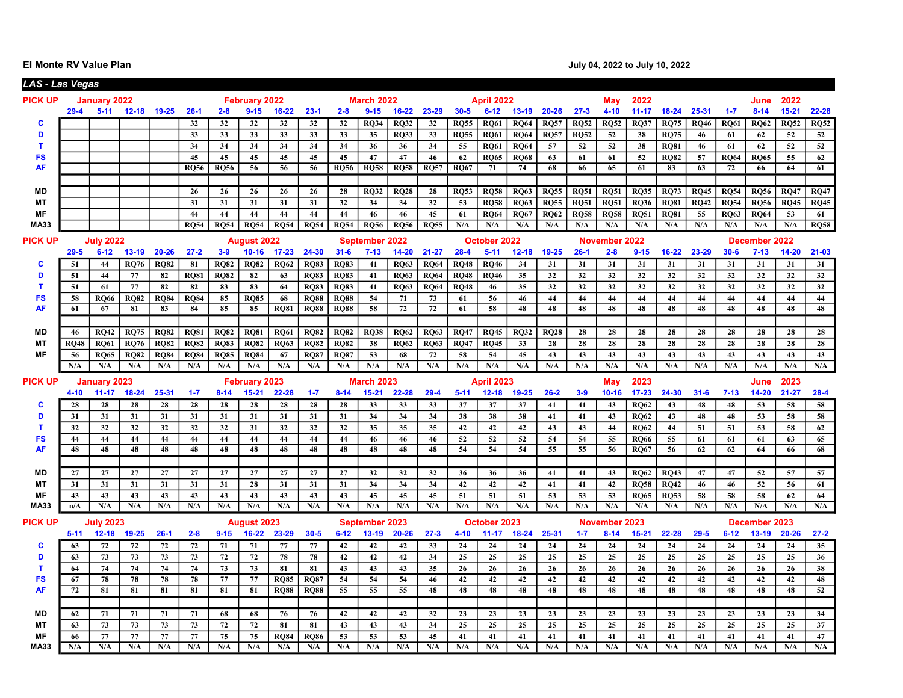**El Monte RV Value Plan** — July 04, 2022 to July 10, 2022

***LAS - Las Vegas***

| PICK UP | January 2022 | | | | | February 2022 | | | | March 2022 | | | | April 2022 | | | | | May 2022 | | | | | June 2022 | | |
|---|---|---|---|---|---|---|---|---|---|---|---|---|---|---|---|---|---|---|---|---|---|---|---|---|---|---|
| | 29-4 | 5-11 | 12-18 | 19-25 | 26-1 | 2-8 | 9-15 | 16-22 | 23-1 | 2-8 | 9-15 | 16-22 | 23-29 | 30-5 | 6-12 | 13-19 | 20-26 | 27-3 | 4-10 | 11-17 | 18-24 | 25-31 | 1-7 | 8-14 | 15-21 | 22-28 |
| C | | | | | 32 | 32 | 32 | 32 | 32 | 32 | RQ34 | RQ32 | 32 | RQ55 | RQ61 | RQ64 | RQ57 | RQ52 | RQ52 | RQ37 | RQ75 | RQ46 | RQ61 | RQ62 | RQ52 | RQ52 |
| D | | | | | 33 | 33 | 33 | 33 | 33 | 33 | 35 | RQ33 | 33 | RQ55 | RQ61 | RQ64 | RQ57 | RQ52 | 52 | 38 | RQ75 | 46 | 61 | 62 | 52 | 52 |
| T | | | | | 34 | 34 | 34 | 34 | 34 | 34 | 36 | 36 | 34 | 55 | RQ61 | RQ64 | 57 | 52 | 52 | 38 | RQ81 | 46 | 61 | 62 | 52 | 52 |
| FS | | | | | 45 | 45 | 45 | 45 | 45 | 45 | 47 | 47 | 46 | 62 | RQ65 | RQ68 | 63 | 61 | 61 | 52 | RQ82 | 57 | RQ64 | RQ65 | 55 | 62 |
| AF | | | | | RQ56 | RQ56 | 56 | 56 | 56 | RQ56 | RQ58 | RQ58 | RQ57 | RQ67 | 71 | 74 | 68 | 66 | 65 | 61 | 83 | 63 | 72 | 66 | 64 | 61 |
| | | | | | | | | | | | | | | | | | | | | | | | | | | |
| MD | | | | | 26 | 26 | 26 | 26 | 26 | 28 | RQ32 | RQ28 | 28 | RQ53 | RQ58 | RQ63 | RQ55 | RQ51 | RQ51 | RQ35 | RQ73 | RQ45 | RQ54 | RQ56 | RQ47 | RQ47 |
| MT | | | | | 31 | 31 | 31 | 31 | 31 | 32 | 34 | 34 | 32 | 53 | RQ58 | RQ63 | RQ55 | RQ51 | RQ51 | RQ36 | RQ81 | RQ42 | RQ54 | RQ56 | RQ45 | RQ45 |
| MF | | | | | 44 | 44 | 44 | 44 | 44 | 44 | 46 | 46 | 45 | 61 | RQ64 | RQ67 | RQ62 | RQ58 | RQ58 | RQ51 | RQ81 | 55 | RQ63 | RQ64 | 53 | 61 |
| MA33 | | | | | RQ54 | RQ54 | RQ54 | RQ54 | RQ54 | RQ54 | RQ56 | RQ56 | RQ55 | N/A | N/A | N/A | N/A | N/A | N/A | N/A | N/A | N/A | N/A | N/A | N/A | RQ58 |

| PICK UP | July 2022 | | | | | August 2022 | | | | September 2022 | | | | October 2022 | | | | | November 2022 | | | | | December 2022 | | |
|---|---|---|---|---|---|---|---|---|---|---|---|---|---|---|---|---|---|---|---|---|---|---|---|---|---|---|
| | 29-5 | 6-12 | 13-19 | 20-26 | 27-2 | 3-9 | 10-16 | 17-23 | 24-30 | 31-6 | 7-13 | 14-20 | 21-27 | 28-4 | 5-11 | 12-18 | 19-25 | 26-1 | 2-8 | 9-15 | 16-22 | 23-29 | 30-6 | 7-13 | 14-20 | 21-03 |
| C | 51 | 44 | RQ76 | RQ82 | 81 | RQ82 | RQ82 | RQ62 | RQ83 | RQ83 | 41 | RQ63 | RQ64 | RQ48 | RQ46 | 34 | 31 | 31 | 31 | 31 | 31 | 31 | 31 | 31 | 31 | 31 |
| D | 51 | 44 | 77 | 82 | RQ81 | RQ82 | 82 | 63 | RQ83 | RQ83 | 41 | RQ63 | RQ64 | RQ48 | RQ46 | 35 | 32 | 32 | 32 | 32 | 32 | 32 | 32 | 32 | 32 | 32 |
| T | 51 | 61 | 77 | 82 | 82 | 83 | 83 | 64 | RQ83 | RQ83 | 41 | RQ63 | RQ64 | RQ48 | 46 | 35 | 32 | 32 | 32 | 32 | 32 | 32 | 32 | 32 | 32 | 32 |
| FS | 58 | RQ66 | RQ82 | RQ84 | RQ84 | 85 | RQ85 | 68 | RQ88 | RQ88 | 54 | 71 | 73 | 61 | 56 | 46 | 44 | 44 | 44 | 44 | 44 | 44 | 44 | 44 | 44 | 44 |
| AF | 61 | 67 | 81 | 83 | 84 | 85 | 85 | RQ81 | RQ88 | RQ88 | 58 | 72 | 72 | 61 | 58 | 48 | 48 | 48 | 48 | 48 | 48 | 48 | 48 | 48 | 48 | 48 |
| | | | | | | | | | | | | | | | | | | | | | | | | | | |
| MD | 46 | RQ42 | RQ75 | RQ82 | RQ81 | RQ82 | RQ81 | RQ61 | RQ82 | RQ82 | RQ38 | RQ62 | RQ63 | RQ47 | RQ45 | RQ32 | RQ28 | 28 | 28 | 28 | 28 | 28 | 28 | 28 | 28 | 28 |
| MT | RQ48 | RQ61 | RQ76 | RQ82 | RQ82 | RQ83 | RQ82 | RQ63 | RQ82 | RQ82 | 38 | RQ62 | RQ63 | RQ47 | RQ45 | 33 | 28 | 28 | 28 | 28 | 28 | 28 | 28 | 28 | 28 | 28 |
| MF | 56 | RQ65 | RQ82 | RQ84 | RQ84 | RQ85 | RQ84 | 67 | RQ87 | RQ87 | 53 | 68 | 72 | 58 | 54 | 45 | 43 | 43 | 43 | 43 | 43 | 43 | 43 | 43 | 43 | 43 |
| | N/A | N/A | N/A | N/A | N/A | N/A | N/A | N/A | N/A | N/A | N/A | N/A | N/A | N/A | N/A | N/A | N/A | N/A | N/A | N/A | N/A | N/A | N/A | N/A | N/A | N/A |

| PICK UP | January 2023 | | | | | February 2023 | | | | March 2023 | | | | April 2023 | | | | | May 2023 | | | | | June 2023 | | |
|---|---|---|---|---|---|---|---|---|---|---|---|---|---|---|---|---|---|---|---|---|---|---|---|---|---|---|
| | 4-10 | 11-17 | 18-24 | 25-31 | 1-7 | 8-14 | 15-21 | 22-28 | 1-7 | 8-14 | 15-21 | 22-28 | 29-4 | 5-11 | 12-18 | 19-25 | 26-2 | 3-9 | 10-16 | 17-23 | 24-30 | 31-6 | 7-13 | 14-20 | 21-27 | 28-4 |
| C | 28 | 28 | 28 | 28 | 28 | 28 | 28 | 28 | 28 | 28 | 33 | 33 | 33 | 37 | 37 | 37 | 41 | 41 | 43 | RQ62 | 43 | 48 | 48 | 53 | 58 | 58 |
| D | 31 | 31 | 31 | 31 | 31 | 31 | 31 | 31 | 31 | 31 | 34 | 34 | 34 | 38 | 38 | 38 | 41 | 41 | 43 | RQ62 | 43 | 48 | 48 | 53 | 58 | 58 |
| T | 32 | 32 | 32 | 32 | 32 | 32 | 31 | 32 | 32 | 32 | 35 | 35 | 35 | 42 | 42 | 42 | 43 | 43 | 44 | RQ62 | 44 | 51 | 51 | 53 | 58 | 62 |
| FS | 44 | 44 | 44 | 44 | 44 | 44 | 44 | 44 | 44 | 44 | 46 | 46 | 46 | 52 | 52 | 52 | 54 | 54 | 55 | RQ66 | 55 | 61 | 61 | 61 | 63 | 65 |
| AF | 48 | 48 | 48 | 48 | 48 | 48 | 48 | 48 | 48 | 48 | 48 | 48 | 48 | 54 | 54 | 54 | 55 | 55 | 56 | RQ67 | 56 | 62 | 62 | 64 | 66 | 68 |
| | | | | | | | | | | | | | | | | | | | | | | | | | | |
| MD | 27 | 27 | 27 | 27 | 27 | 27 | 27 | 27 | 27 | 27 | 32 | 32 | 32 | 36 | 36 | 36 | 41 | 41 | 43 | RQ62 | RQ43 | 47 | 47 | 52 | 57 | 57 |
| MT | 31 | 31 | 31 | 31 | 31 | 31 | 28 | 31 | 31 | 31 | 34 | 34 | 34 | 42 | 42 | 42 | 41 | 41 | 42 | RQ58 | RQ42 | 46 | 46 | 52 | 56 | 61 |
| MF | 43 | 43 | 43 | 43 | 43 | 43 | 43 | 43 | 43 | 43 | 45 | 45 | 45 | 51 | 51 | 51 | 53 | 53 | 53 | RQ65 | RQ53 | 58 | 58 | 58 | 62 | 64 |
| MA33 | n/A | N/A | N/A | N/A | N/A | N/A | N/A | N/A | N/A | N/A | N/A | N/A | N/A | N/A | N/A | N/A | N/A | N/A | N/A | N/A | N/A | N/A | N/A | N/A | N/A | N/A |

| PICK UP | July 2023 | | | | | August 2023 | | | | September 2023 | | | | October 2023 | | | | | November 2023 | | | | | December 2023 | | |
|---|---|---|---|---|---|---|---|---|---|---|---|---|---|---|---|---|---|---|---|---|---|---|---|---|---|---|
| | 5-11 | 12-18 | 19-25 | 26-1 | 2-8 | 9-15 | 16-22 | 23-29 | 30-5 | 6-12 | 13-19 | 20-26 | 27-3 | 4-10 | 11-17 | 18-24 | 25-31 | 1-7 | 8-14 | 15-21 | 22-28 | 29-5 | 6-12 | 13-19 | 20-26 | 27-2 |
| C | 63 | 72 | 72 | 72 | 72 | 71 | 71 | 77 | 77 | 42 | 42 | 42 | 33 | 24 | 24 | 24 | 24 | 24 | 24 | 24 | 24 | 24 | 24 | 24 | 24 | 35 |
| D | 63 | 73 | 73 | 73 | 73 | 72 | 72 | 78 | 78 | 42 | 42 | 42 | 34 | 25 | 25 | 25 | 25 | 25 | 25 | 25 | 25 | 25 | 25 | 25 | 25 | 36 |
| T | 64 | 74 | 74 | 74 | 74 | 73 | 73 | 81 | 81 | 43 | 43 | 43 | 35 | 26 | 26 | 26 | 26 | 26 | 26 | 26 | 26 | 26 | 26 | 26 | 26 | 38 |
| FS | 67 | 78 | 78 | 78 | 78 | 77 | 77 | RQ85 | RQ87 | 54 | 54 | 54 | 46 | 42 | 42 | 42 | 42 | 42 | 42 | 42 | 42 | 42 | 42 | 42 | 42 | 48 |
| AF | 72 | 81 | 81 | 81 | 81 | 81 | 81 | RQ88 | RQ88 | 55 | 55 | 55 | 48 | 48 | 48 | 48 | 48 | 48 | 48 | 48 | 48 | 48 | 48 | 48 | 48 | 52 |
| | | | | | | | | | | | | | | | | | | | | | | | | | | |
| MD | 62 | 71 | 71 | 71 | 71 | 68 | 68 | 76 | 76 | 42 | 42 | 42 | 32 | 23 | 23 | 23 | 23 | 23 | 23 | 23 | 23 | 23 | 23 | 23 | 23 | 34 |
| MT | 63 | 73 | 73 | 73 | 73 | 72 | 72 | 81 | 81 | 43 | 43 | 43 | 34 | 25 | 25 | 25 | 25 | 25 | 25 | 25 | 25 | 25 | 25 | 25 | 25 | 37 |
| MF | 66 | 77 | 77 | 77 | 77 | 75 | 75 | RQ84 | RQ86 | 53 | 53 | 53 | 45 | 41 | 41 | 41 | 41 | 41 | 41 | 41 | 41 | 41 | 41 | 41 | 41 | 47 |
| MA33 | N/A | N/A | N/A | N/A | N/A | N/A | N/A | N/A | N/A | N/A | N/A | N/A | N/A | N/A | N/A | N/A | N/A | N/A | N/A | N/A | N/A | N/A | N/A | N/A | N/A | N/A |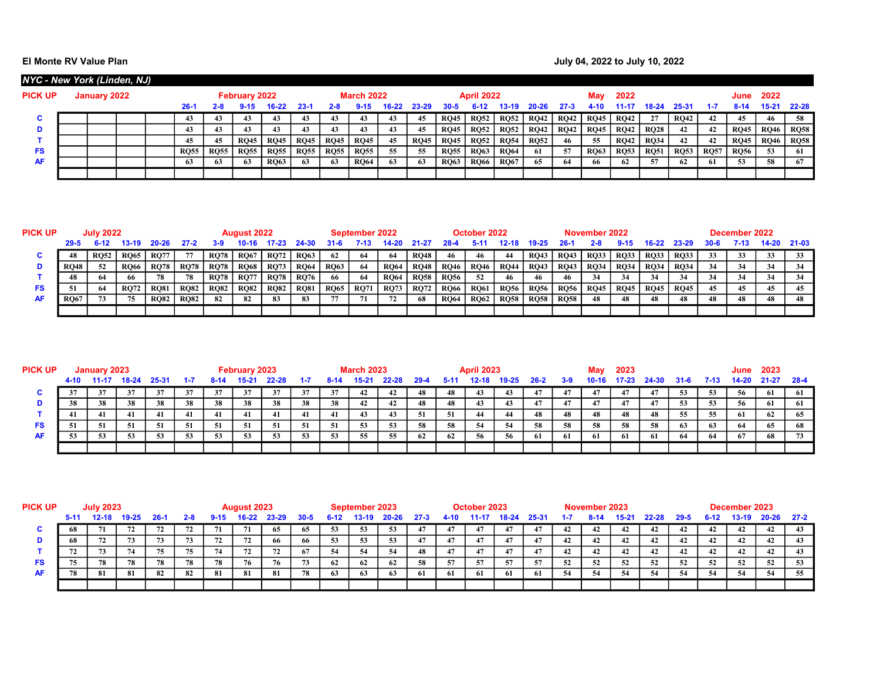**El Monte RV Value Plan** July 04, 2022 to July 10, 2022

***NYC - New York (Linden, NJ)***

| PICK UP | January 2022 | | | | February 2022 | | | | March 2022 | | | | | April 2022 | | | | | May 2022 | | | | | June 2022 | | |
|---|---|---|---|---|---|---|---|---|---|---|---|---|---|---|---|---|---|---|---|---|---|---|---|---|---|---|
| | | | | | 26-1 | 2-8 | 9-15 | 16-22 | 23-1 | 2-8 | 9-15 | 16-22 | 23-29 | 30-5 | 6-12 | 13-19 | 20-26 | 27-3 | 4-10 | 11-17 | 18-24 | 25-31 | 1-7 | 8-14 | 15-21 | 22-28 |
| C | | | | | 43 | 43 | 43 | 43 | 43 | 43 | 43 | 43 | 45 | RQ45 | RQ52 | RQ52 | RQ42 | RQ42 | RQ45 | RQ42 | 27 | RQ42 | 42 | 45 | 46 | 58 |
| D | | | | | 43 | 43 | 43 | 43 | 43 | 43 | 43 | 43 | 45 | RQ45 | RQ52 | RQ52 | RQ42 | RQ42 | RQ45 | RQ42 | RQ28 | 42 | 42 | RQ45 | RQ46 | RQ58 |
| T | | | | | 45 | 45 | RQ45 | RQ45 | RQ45 | RQ45 | RQ45 | 45 | RQ45 | RQ45 | RQ52 | RQ54 | RQ52 | 46 | 55 | RQ42 | RQ34 | 42 | 42 | RQ45 | RQ46 | RQ58 |
| FS | | | | | RQ55 | RQ55 | RQ55 | RQ55 | RQ55 | RQ55 | RQ55 | 55 | 55 | RQ55 | RQ63 | RQ64 | 61 | 57 | RQ63 | RQ53 | RQ51 | RQ53 | RQ57 | RQ56 | 53 | 61 |
| AF | | | | | 63 | 63 | 63 | RQ63 | 63 | 63 | RQ64 | 63 | 63 | RQ63 | RQ66 | RQ67 | 65 | 64 | 66 | 62 | 57 | 62 | 61 | 53 | 58 | 67 |

| PICK UP | July 2022 | | | | | August 2022 | | | | September 2022 | | | | October 2022 | | | | | November 2022 | | | | | December 2022 | | | |
|---|---|---|---|---|---|---|---|---|---|---|---|---|---|---|---|---|---|---|---|---|---|---|---|---|---|---|---|
| | 29-5 | 6-12 | 13-19 | 20-26 | 27-2 | 3-9 | 10-16 | 17-23 | 24-30 | 31-6 | 7-13 | 14-20 | 21-27 | 28-4 | 5-11 | 12-18 | 19-25 | 26-1 | 2-8 | 9-15 | 16-22 | 23-29 | 30-6 | 7-13 | 14-20 | 21-03 |
| C | 48 | RQ52 | RQ65 | RQ77 | 77 | RQ78 | RQ67 | RQ72 | RQ63 | 62 | 64 | 64 | RQ48 | 46 | 46 | 44 | RQ43 | RQ43 | RQ33 | RQ33 | RQ33 | RQ33 | 33 | 33 | 33 | 33 |
| D | RQ48 | 52 | RQ66 | RQ78 | RQ78 | RQ78 | RQ68 | RQ73 | RQ64 | RQ63 | 64 | RQ64 | RQ48 | RQ46 | RQ46 | RQ44 | RQ43 | RQ43 | RQ34 | RQ34 | RQ34 | RQ34 | 34 | 34 | 34 | 34 |
| T | 48 | 64 | 66 | 78 | 78 | RQ78 | RQ77 | RQ78 | RQ76 | 66 | 64 | RQ64 | RQ58 | RQ56 | 52 | 46 | 46 | 46 | 34 | 34 | 34 | 34 | 34 | 34 | 34 | 34 |
| FS | 51 | 64 | RQ72 | RQ81 | RQ82 | RQ82 | RQ82 | RQ82 | RQ81 | RQ65 | RQ71 | RQ73 | RQ72 | RQ66 | RQ61 | RQ56 | RQ56 | RQ56 | RQ45 | RQ45 | RQ45 | RQ45 | 45 | 45 | 45 | 45 |
| AF | RQ67 | 73 | 75 | RQ82 | RQ82 | 82 | 82 | 83 | 83 | 77 | 71 | 72 | 68 | RQ64 | RQ62 | RQ58 | RQ58 | RQ58 | 48 | 48 | 48 | 48 | 48 | 48 | 48 | 48 |

| PICK UP | January 2023 | | | | February 2023 | | | | March 2023 | | | | | April 2023 | | | | | May 2023 | | | | | June 2023 | | |
|---|---|---|---|---|---|---|---|---|---|---|---|---|---|---|---|---|---|---|---|---|---|---|---|---|---|---|
| | 4-10 | 11-17 | 18-24 | 25-31 | 1-7 | 8-14 | 15-21 | 22-28 | 1-7 | 8-14 | 15-21 | 22-28 | 29-4 | 5-11 | 12-18 | 19-25 | 26-2 | 3-9 | 10-16 | 17-23 | 24-30 | 31-6 | 7-13 | 14-20 | 21-27 | 28-4 |
| C | 37 | 37 | 37 | 37 | 37 | 37 | 37 | 37 | 37 | 37 | 42 | 42 | 48 | 48 | 43 | 43 | 47 | 47 | 47 | 47 | 47 | 53 | 53 | 56 | 61 | 61 |
| D | 38 | 38 | 38 | 38 | 38 | 38 | 38 | 38 | 38 | 38 | 42 | 42 | 48 | 48 | 43 | 43 | 47 | 47 | 47 | 47 | 47 | 53 | 53 | 56 | 61 | 61 |
| T | 41 | 41 | 41 | 41 | 41 | 41 | 41 | 41 | 41 | 41 | 43 | 43 | 51 | 51 | 44 | 44 | 48 | 48 | 48 | 48 | 48 | 55 | 55 | 61 | 62 | 65 |
| FS | 51 | 51 | 51 | 51 | 51 | 51 | 51 | 51 | 51 | 51 | 53 | 53 | 58 | 58 | 54 | 54 | 58 | 58 | 58 | 58 | 58 | 63 | 63 | 64 | 65 | 68 |
| AF | 53 | 53 | 53 | 53 | 53 | 53 | 53 | 53 | 53 | 53 | 55 | 55 | 62 | 62 | 56 | 56 | 61 | 61 | 61 | 61 | 61 | 64 | 64 | 67 | 68 | 73 |

| PICK UP | July 2023 | | | | | August 2023 | | | | September 2023 | | | | October 2023 | | | | | November 2023 | | | | | December 2023 | | |
|---|---|---|---|---|---|---|---|---|---|---|---|---|---|---|---|---|---|---|---|---|---|---|---|---|---|---|
| | 5-11 | 12-18 | 19-25 | 26-1 | 2-8 | 9-15 | 16-22 | 23-29 | 30-5 | 6-12 | 13-19 | 20-26 | 27-3 | 4-10 | 11-17 | 18-24 | 25-31 | 1-7 | 8-14 | 15-21 | 22-28 | 29-5 | 6-12 | 13-19 | 20-26 | 27-2 |
| C | 68 | 71 | 72 | 72 | 72 | 71 | 71 | 65 | 65 | 53 | 53 | 53 | 47 | 47 | 47 | 47 | 47 | 42 | 42 | 42 | 42 | 42 | 42 | 42 | 42 | 43 |
| D | 68 | 72 | 73 | 73 | 73 | 72 | 72 | 66 | 66 | 53 | 53 | 53 | 47 | 47 | 47 | 47 | 47 | 42 | 42 | 42 | 42 | 42 | 42 | 42 | 42 | 43 |
| T | 72 | 73 | 74 | 75 | 75 | 74 | 72 | 72 | 67 | 54 | 54 | 54 | 48 | 47 | 47 | 47 | 47 | 42 | 42 | 42 | 42 | 42 | 42 | 42 | 42 | 43 |
| FS | 75 | 78 | 78 | 78 | 78 | 78 | 76 | 76 | 73 | 62 | 62 | 62 | 58 | 57 | 57 | 57 | 57 | 52 | 52 | 52 | 52 | 52 | 52 | 52 | 52 | 53 |
| AF | 78 | 81 | 81 | 82 | 82 | 81 | 81 | 81 | 78 | 63 | 63 | 63 | 61 | 61 | 61 | 61 | 61 | 54 | 54 | 54 | 54 | 54 | 54 | 54 | 54 | 55 |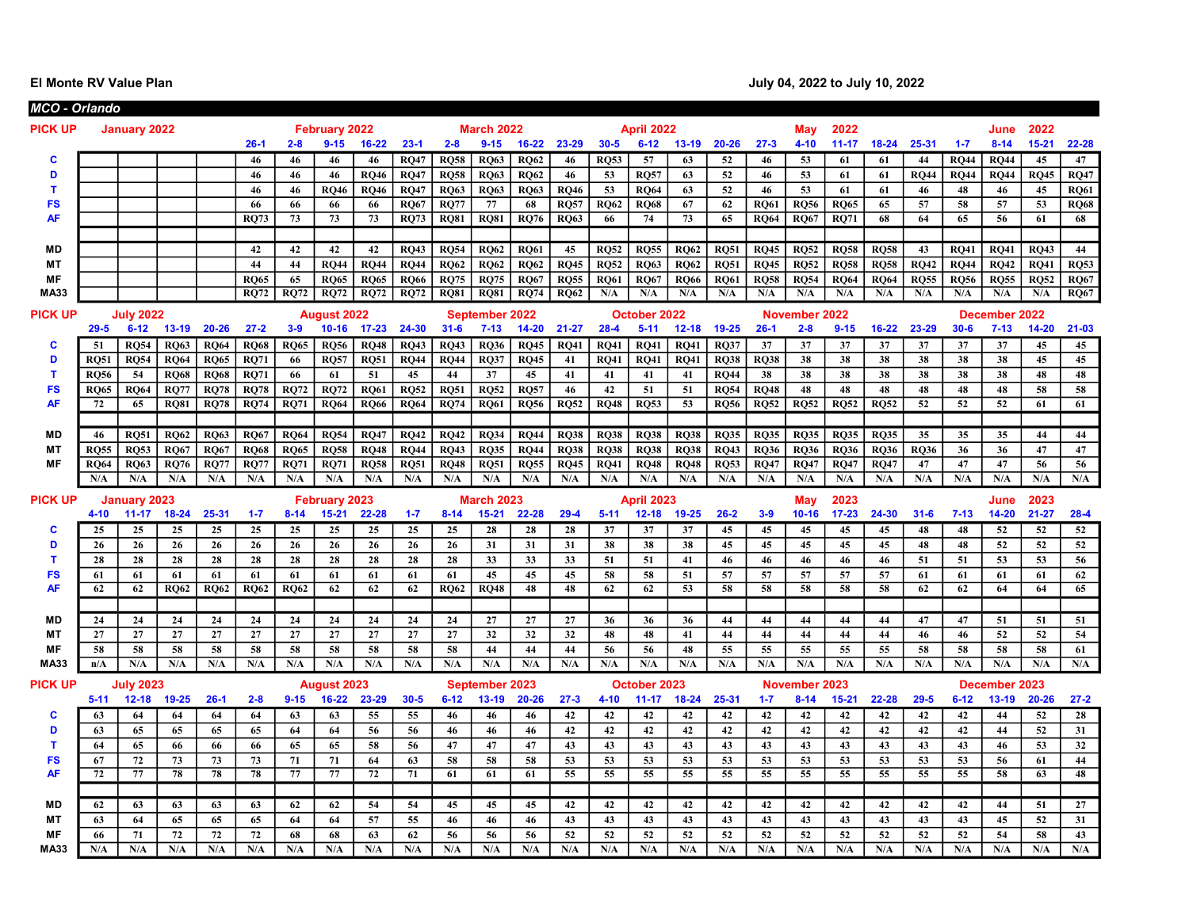**El Monte RV Value Plan** July 04, 2022 to July 10, 2022

**MCO - Orlando**

| PICK UP | January 2022 | | | | February 2022 | | | | | March 2022 | | | | April 2022 | | | | | May 2022 | | | | | June 2022 | | | |
|---|---|---|---|---|---|---|---|---|---|---|---|---|---|---|---|---|---|---|---|---|---|---|---|---|---|---|---|
| | | | | | 26-1 | 2-8 | 9-15 | 16-22 | 23-1 | 2-8 | 9-15 | 16-22 | 23-29 | 30-5 | 6-12 | 13-19 | 20-26 | 27-3 | 4-10 | 11-17 | 18-24 | 25-31 | 1-7 | 8-14 | 15-21 | 22-28 |
| C | | | | | 46 | 46 | 46 | 46 | RQ47 | RQ58 | RQ63 | RQ62 | 46 | RQ53 | 57 | 63 | 52 | 46 | 53 | 61 | 61 | 44 | RQ44 | RQ44 | 45 | 47 |
| D | | | | | 46 | 46 | 46 | RQ46 | RQ47 | RQ58 | RQ63 | RQ62 | 46 | 53 | RQ57 | 63 | 52 | 46 | 53 | 61 | 61 | RQ44 | RQ44 | RQ44 | RQ45 | RQ47 |
| T | | | | | 46 | 46 | RQ46 | RQ46 | RQ47 | RQ63 | RQ63 | RQ63 | RQ46 | 53 | RQ64 | 63 | 52 | 46 | 53 | 61 | 61 | 46 | 48 | 46 | 45 | RQ61 |
| FS | | | | | 66 | 66 | 66 | 66 | RQ67 | RQ77 | 77 | 68 | RQ57 | RQ62 | RQ68 | 67 | 62 | RQ61 | RQ56 | RQ65 | 65 | 57 | 58 | 57 | 53 | RQ68 |
| AF | | | | | RQ73 | 73 | 73 | 73 | RQ73 | RQ81 | RQ81 | RQ76 | RQ63 | 66 | 74 | 73 | 65 | RQ64 | RQ67 | RQ71 | 68 | 64 | 65 | 56 | 61 | 68 |
| | | | | | | | | | | | | | | | | | | | | | | | | | | |
| MD | | | | | 42 | 42 | 42 | 42 | RQ43 | RQ54 | RQ62 | RQ61 | 45 | RQ52 | RQ55 | RQ62 | RQ51 | RQ45 | RQ52 | RQ58 | RQ58 | 43 | RQ41 | RQ41 | RQ43 | 44 |
| MT | | | | | 44 | 44 | RQ44 | RQ44 | RQ44 | RQ62 | RQ62 | RQ62 | RQ45 | RQ52 | RQ63 | RQ62 | RQ51 | RQ45 | RQ52 | RQ58 | RQ58 | RQ42 | RQ44 | RQ42 | RQ41 | RQ53 |
| MF | | | | | RQ65 | 65 | RQ65 | RQ65 | RQ66 | RQ75 | RQ75 | RQ67 | RQ55 | RQ61 | RQ67 | RQ66 | RQ61 | RQ58 | RQ54 | RQ64 | RQ64 | RQ55 | RQ56 | RQ55 | RQ52 | RQ67 |
| MA33 | | | | | RQ72 | RQ72 | RQ72 | RQ72 | RQ72 | RQ81 | RQ81 | RQ74 | RQ62 | N/A | N/A | N/A | N/A | N/A | N/A | N/A | N/A | N/A | N/A | N/A | N/A | RQ67 |

| PICK UP | July 2022 | | | | | August 2022 | | | | September 2022 | | | | | October 2022 | | | | November 2022 | | | | | December 2022 | | | |
|---|---|---|---|---|---|---|---|---|---|---|---|---|---|---|---|---|---|---|---|---|---|---|---|---|---|---|---|
| | 29-5 | 6-12 | 13-19 | 20-26 | 27-2 | 3-9 | 10-16 | 17-23 | 24-30 | 31-6 | 7-13 | 14-20 | 21-27 | 28-4 | 5-11 | 12-18 | 19-25 | 26-1 | 2-8 | 9-15 | 16-22 | 23-29 | 30-6 | 7-13 | 14-20 | 21-03 |
| C | 51 | RQ54 | RQ63 | RQ64 | RQ68 | RQ65 | RQ56 | RQ48 | RQ43 | RQ43 | RQ36 | RQ45 | RQ41 | RQ41 | RQ41 | RQ41 | RQ37 | 37 | 37 | 37 | 37 | 37 | 37 | 37 | 45 | 45 |
| D | RQ51 | RQ54 | RQ64 | RQ65 | RQ71 | 66 | RQ57 | RQ51 | RQ44 | RQ44 | RQ37 | RQ45 | 41 | RQ41 | RQ41 | RQ41 | RQ38 | RQ38 | 38 | 38 | 38 | 38 | 38 | 38 | 45 | 45 |
| T | RQ56 | 54 | RQ68 | RQ68 | RQ71 | 66 | 61 | 51 | 45 | 44 | 37 | 45 | 41 | 41 | 41 | 41 | RQ44 | 38 | 38 | 38 | 38 | 38 | 38 | 38 | 48 | 48 |
| FS | RQ65 | RQ64 | RQ77 | RQ78 | RQ78 | RQ72 | RQ72 | RQ61 | RQ52 | RQ51 | RQ52 | RQ57 | 46 | 42 | 51 | 51 | RQ54 | RQ48 | 48 | 48 | 48 | 48 | 48 | 48 | 58 | 58 |
| AF | 72 | 65 | RQ81 | RQ78 | RQ74 | RQ71 | RQ64 | RQ66 | RQ64 | RQ74 | RQ61 | RQ56 | RQ52 | RQ48 | RQ53 | 53 | RQ56 | RQ52 | RQ52 | RQ52 | RQ52 | 52 | 52 | 52 | 61 | 61 |
| | | | | | | | | | | | | | | | | | | | | | | | | | | |
| MD | 46 | RQ51 | RQ62 | RQ63 | RQ67 | RQ64 | RQ54 | RQ47 | RQ42 | RQ42 | RQ34 | RQ44 | RQ38 | RQ38 | RQ38 | RQ38 | RQ35 | RQ35 | RQ35 | RQ35 | RQ35 | 35 | 35 | 35 | 44 | 44 |
| MT | RQ55 | RQ53 | RQ67 | RQ67 | RQ68 | RQ65 | RQ58 | RQ48 | RQ44 | RQ43 | RQ35 | RQ44 | RQ38 | RQ38 | RQ38 | RQ38 | RQ43 | RQ36 | RQ36 | RQ36 | RQ36 | RQ36 | 36 | 36 | 47 | 47 |
| MF | RQ64 | RQ63 | RQ76 | RQ77 | RQ77 | RQ71 | RQ71 | RQ58 | RQ51 | RQ48 | RQ51 | RQ55 | RQ45 | RQ41 | RQ48 | RQ48 | RQ53 | RQ47 | RQ47 | RQ47 | RQ47 | 47 | 47 | 47 | 56 | 56 |
| | N/A | N/A | N/A | N/A | N/A | N/A | N/A | N/A | N/A | N/A | N/A | N/A | N/A | N/A | N/A | N/A | N/A | N/A | N/A | N/A | N/A | N/A | N/A | N/A | N/A | N/A |

| PICK UP | January 2023 | | | | February 2023 | | | | March 2023 | | | | | April 2023 | | | | May 2023 | | | | | June 2023 | | | |
|---|---|---|---|---|---|---|---|---|---|---|---|---|---|---|---|---|---|---|---|---|---|---|---|---|---|---|
| | 4-10 | 11-17 | 18-24 | 25-31 | 1-7 | 8-14 | 15-21 | 22-28 | 1-7 | 8-14 | 15-21 | 22-28 | 29-4 | 5-11 | 12-18 | 19-25 | 26-2 | 3-9 | 10-16 | 17-23 | 24-30 | 31-6 | 7-13 | 14-20 | 21-27 | 28-4 |
| C | 25 | 25 | 25 | 25 | 25 | 25 | 25 | 25 | 25 | 25 | 28 | 28 | 28 | 37 | 37 | 37 | 45 | 45 | 45 | 45 | 45 | 48 | 48 | 52 | 52 | 52 |
| D | 26 | 26 | 26 | 26 | 26 | 26 | 26 | 26 | 26 | 26 | 31 | 31 | 31 | 38 | 38 | 38 | 45 | 45 | 45 | 45 | 45 | 48 | 48 | 52 | 52 | 52 |
| T | 28 | 28 | 28 | 28 | 28 | 28 | 28 | 28 | 28 | 28 | 33 | 33 | 33 | 51 | 51 | 41 | 46 | 46 | 46 | 46 | 46 | 51 | 51 | 53 | 53 | 56 |
| FS | 61 | 61 | 61 | 61 | 61 | 61 | 61 | 61 | 61 | 61 | 45 | 45 | 45 | 58 | 58 | 51 | 57 | 57 | 57 | 57 | 57 | 61 | 61 | 61 | 61 | 62 |
| AF | 62 | 62 | RQ62 | RQ62 | RQ62 | RQ62 | 62 | 62 | 62 | RQ62 | RQ48 | 48 | 48 | 62 | 62 | 53 | 58 | 58 | 58 | 58 | 58 | 62 | 62 | 64 | 64 | 65 |
| | | | | | | | | | | | | | | | | | | | | | | | | | | |
| MD | 24 | 24 | 24 | 24 | 24 | 24 | 24 | 24 | 24 | 24 | 27 | 27 | 27 | 36 | 36 | 36 | 44 | 44 | 44 | 44 | 44 | 47 | 47 | 51 | 51 | 51 |
| MT | 27 | 27 | 27 | 27 | 27 | 27 | 27 | 27 | 27 | 27 | 32 | 32 | 32 | 48 | 48 | 41 | 44 | 44 | 44 | 44 | 44 | 46 | 46 | 52 | 52 | 54 |
| MF | 58 | 58 | 58 | 58 | 58 | 58 | 58 | 58 | 58 | 58 | 44 | 44 | 44 | 56 | 56 | 48 | 55 | 55 | 55 | 55 | 55 | 58 | 58 | 58 | 58 | 61 |
| MA33 | n/A | N/A | N/A | N/A | N/A | N/A | N/A | N/A | N/A | N/A | N/A | N/A | N/A | N/A | N/A | N/A | N/A | N/A | N/A | N/A | N/A | N/A | N/A | N/A | N/A | N/A |

| PICK UP | July 2023 | | | | | August 2023 | | | | September 2023 | | | | October 2023 | | | | | November 2023 | | | | December 2023 | | | |
|---|---|---|---|---|---|---|---|---|---|---|---|---|---|---|---|---|---|---|---|---|---|---|---|---|---|---|
| | 5-11 | 12-18 | 19-25 | 26-1 | 2-8 | 9-15 | 16-22 | 23-29 | 30-5 | 6-12 | 13-19 | 20-26 | 27-3 | 4-10 | 11-17 | 18-24 | 25-31 | 1-7 | 8-14 | 15-21 | 22-28 | 29-5 | 6-12 | 13-19 | 20-26 | 27-2 |
| C | 63 | 64 | 64 | 64 | 64 | 63 | 63 | 55 | 55 | 46 | 46 | 46 | 42 | 42 | 42 | 42 | 42 | 42 | 42 | 42 | 42 | 42 | 42 | 44 | 52 | 28 |
| D | 63 | 65 | 65 | 65 | 65 | 64 | 64 | 56 | 56 | 46 | 46 | 46 | 42 | 42 | 42 | 42 | 42 | 42 | 42 | 42 | 42 | 42 | 42 | 44 | 52 | 31 |
| T | 64 | 65 | 66 | 66 | 66 | 65 | 65 | 58 | 56 | 47 | 47 | 47 | 43 | 43 | 43 | 43 | 43 | 43 | 43 | 43 | 43 | 43 | 43 | 46 | 53 | 32 |
| FS | 67 | 72 | 73 | 73 | 73 | 71 | 71 | 64 | 63 | 58 | 58 | 58 | 53 | 53 | 53 | 53 | 53 | 53 | 53 | 53 | 53 | 53 | 53 | 56 | 61 | 44 |
| AF | 72 | 77 | 78 | 78 | 78 | 77 | 77 | 72 | 71 | 61 | 61 | 61 | 55 | 55 | 55 | 55 | 55 | 55 | 55 | 55 | 55 | 55 | 55 | 58 | 63 | 48 |
| | | | | | | | | | | | | | | | | | | | | | | | | | | |
| MD | 62 | 63 | 63 | 63 | 63 | 62 | 62 | 54 | 54 | 45 | 45 | 45 | 42 | 42 | 42 | 42 | 42 | 42 | 42 | 42 | 42 | 42 | 42 | 44 | 51 | 27 |
| MT | 63 | 64 | 65 | 65 | 65 | 64 | 64 | 57 | 55 | 46 | 46 | 46 | 43 | 43 | 43 | 43 | 43 | 43 | 43 | 43 | 43 | 43 | 43 | 45 | 52 | 31 |
| MF | 66 | 71 | 72 | 72 | 72 | 68 | 68 | 63 | 62 | 56 | 56 | 56 | 52 | 52 | 52 | 52 | 52 | 52 | 52 | 52 | 52 | 52 | 52 | 54 | 58 | 43 |
| MA33 | N/A | N/A | N/A | N/A | N/A | N/A | N/A | N/A | N/A | N/A | N/A | N/A | N/A | N/A | N/A | N/A | N/A | N/A | N/A | N/A | N/A | N/A | N/A | N/A | N/A | N/A |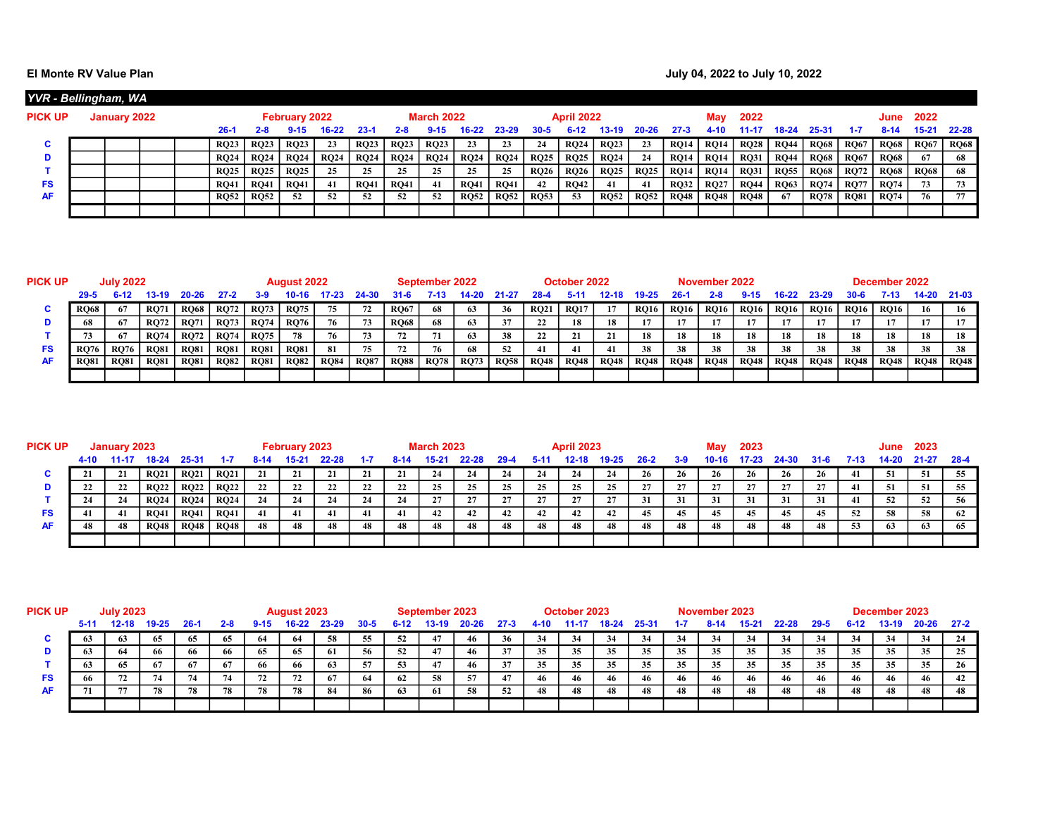**El Monte RV Value Plan** — July 04, 2022 to July 10, 2022

***YVR - Bellingham, WA***

| PICK UP | January 2022 | | | | February 2022 | | | | March 2022 | | | | | April 2022 | | | | May | 2022 | | | | | June | 2022 | |
|---|---|---|---|---|---|---|---|---|---|---|---|---|---|---|---|---|---|---|---|---|---|---|---|---|---|---|
| | | | | | 26-1 | 2-8 | 9-15 | 16-22 | 23-1 | 2-8 | 9-15 | 16-22 | 23-29 | 30-5 | 6-12 | 13-19 | 20-26 | 27-3 | 4-10 | 11-17 | 18-24 | 25-31 | 1-7 | 8-14 | 15-21 | 22-28 |
| C | | | | | RQ23 | RQ23 | RQ23 | 23 | RQ23 | RQ23 | RQ23 | 23 | 23 | 24 | RQ24 | RQ23 | 23 | RQ14 | RQ14 | RQ28 | RQ44 | RQ68 | RQ67 | RQ68 | RQ67 | RQ68 |
| D | | | | | RQ24 | RQ24 | RQ24 | RQ24 | RQ24 | RQ24 | RQ24 | RQ24 | RQ24 | RQ25 | RQ25 | RQ24 | 24 | RQ14 | RQ14 | RQ31 | RQ44 | RQ68 | RQ67 | RQ68 | 67 | 68 |
| T | | | | | RQ25 | RQ25 | RQ25 | 25 | 25 | 25 | 25 | 25 | 25 | RQ26 | RQ26 | RQ25 | RQ25 | RQ14 | RQ14 | RQ31 | RQ55 | RQ68 | RQ72 | RQ68 | RQ68 | 68 |
| FS | | | | | RQ41 | RQ41 | RQ41 | 41 | RQ41 | RQ41 | 41 | RQ41 | RQ41 | 42 | RQ42 | 41 | 41 | RQ32 | RQ27 | RQ44 | RQ63 | RQ74 | RQ77 | RQ74 | 73 | 73 |
| AF | | | | | RQ52 | RQ52 | 52 | 52 | 52 | 52 | 52 | RQ52 | RQ52 | RQ53 | 53 | RQ52 | RQ52 | RQ48 | RQ48 | RQ48 | 67 | RQ78 | RQ81 | RQ74 | 76 | 77 |

| PICK UP | July 2022 | | | | August 2022 | | | | September 2022 | | | | October 2022 | | | | November 2022 | | | | | December 2022 | | | |
|---|---|---|---|---|---|---|---|---|---|---|---|---|---|---|---|---|---|---|---|---|---|---|---|---|---|
| | 29-5 | 6-12 | 13-19 | 20-26 | 27-2 | 3-9 | 10-16 | 17-23 | 24-30 | 31-6 | 7-13 | 14-20 | 21-27 | 28-4 | 5-11 | 12-18 | 19-25 | 26-1 | 2-8 | 9-15 | 16-22 | 23-29 | 30-6 | 7-13 | 14-20 | 21-03 |
| C | RQ68 | 67 | RQ71 | RQ68 | RQ72 | RQ73 | RQ75 | 75 | 72 | RQ67 | 68 | 63 | 36 | RQ21 | RQ17 | 17 | RQ16 | RQ16 | RQ16 | RQ16 | RQ16 | RQ16 | RQ16 | RQ16 | 16 | 16 |
| D | 68 | 67 | RQ72 | RQ71 | RQ73 | RQ74 | RQ76 | 76 | 73 | RQ68 | 68 | 63 | 37 | 22 | 18 | 18 | 17 | 17 | 17 | 17 | 17 | 17 | 17 | 17 | 17 | 17 |
| T | 73 | 67 | RQ74 | RQ72 | RQ74 | RQ75 | 78 | 76 | 73 | 72 | 71 | 63 | 38 | 22 | 21 | 21 | 18 | 18 | 18 | 18 | 18 | 18 | 18 | 18 | 18 | 18 |
| FS | RQ76 | RQ76 | RQ81 | RQ81 | RQ81 | RQ81 | RQ81 | 81 | 75 | 72 | 76 | 68 | 52 | 41 | 41 | 41 | 38 | 38 | 38 | 38 | 38 | 38 | 38 | 38 | 38 | 38 |
| AF | RQ81 | RQ81 | RQ81 | RQ81 | RQ82 | RQ81 | RQ82 | RQ84 | RQ87 | RQ88 | RQ78 | RQ73 | RQ58 | RQ48 | RQ48 | RQ48 | RQ48 | RQ48 | RQ48 | RQ48 | RQ48 | RQ48 | RQ48 | RQ48 | RQ48 | RQ48 |

| PICK UP | January 2023 | | | | February 2023 | | | | | March 2023 | | | | April 2023 | | | | May | 2023 | | | | | June | 2023 | |
|---|---|---|---|---|---|---|---|---|---|---|---|---|---|---|---|---|---|---|---|---|---|---|---|---|---|---|
| | 4-10 | 11-17 | 18-24 | 25-31 | 1-7 | 8-14 | 15-21 | 22-28 | 1-7 | 8-14 | 15-21 | 22-28 | 29-4 | 5-11 | 12-18 | 19-25 | 26-2 | 3-9 | 10-16 | 17-23 | 24-30 | 31-6 | 7-13 | 14-20 | 21-27 | 28-4 |
| C | 21 | 21 | RQ21 | RQ21 | RQ21 | 21 | 21 | 21 | 21 | 21 | 24 | 24 | 24 | 24 | 24 | 24 | 26 | 26 | 26 | 26 | 26 | 26 | 41 | 51 | 51 | 55 |
| D | 22 | 22 | RQ22 | RQ22 | RQ22 | 22 | 22 | 22 | 22 | 22 | 25 | 25 | 25 | 25 | 25 | 25 | 27 | 27 | 27 | 27 | 27 | 27 | 41 | 51 | 51 | 55 |
| T | 24 | 24 | RQ24 | RQ24 | RQ24 | 24 | 24 | 24 | 24 | 24 | 27 | 27 | 27 | 27 | 27 | 27 | 31 | 31 | 31 | 31 | 31 | 31 | 41 | 52 | 52 | 56 |
| FS | 41 | 41 | RQ41 | RQ41 | RQ41 | 41 | 41 | 41 | 41 | 41 | 42 | 42 | 42 | 42 | 42 | 42 | 45 | 45 | 45 | 45 | 45 | 45 | 52 | 58 | 58 | 62 |
| AF | 48 | 48 | RQ48 | RQ48 | RQ48 | 48 | 48 | 48 | 48 | 48 | 48 | 48 | 48 | 48 | 48 | 48 | 48 | 48 | 48 | 48 | 48 | 48 | 53 | 63 | 63 | 65 |

| PICK UP | July 2023 | | | | | August 2023 | | | | September 2023 | | | | October 2023 | | | | November 2023 | | | | | December 2023 | | | |
|---|---|---|---|---|---|---|---|---|---|---|---|---|---|---|---|---|---|---|---|---|---|---|---|---|---|---|
| | 5-11 | 12-18 | 19-25 | 26-1 | 2-8 | 9-15 | 16-22 | 23-29 | 30-5 | 6-12 | 13-19 | 20-26 | 27-3 | 4-10 | 11-17 | 18-24 | 25-31 | 1-7 | 8-14 | 15-21 | 22-28 | 29-5 | 6-12 | 13-19 | 20-26 | 27-2 |
| C | 63 | 63 | 65 | 65 | 65 | 64 | 64 | 58 | 55 | 52 | 47 | 46 | 36 | 34 | 34 | 34 | 34 | 34 | 34 | 34 | 34 | 34 | 34 | 34 | 34 | 24 |
| D | 63 | 64 | 66 | 66 | 66 | 65 | 65 | 61 | 56 | 52 | 47 | 46 | 37 | 35 | 35 | 35 | 35 | 35 | 35 | 35 | 35 | 35 | 35 | 35 | 35 | 25 |
| T | 63 | 65 | 67 | 67 | 67 | 66 | 66 | 63 | 57 | 53 | 47 | 46 | 37 | 35 | 35 | 35 | 35 | 35 | 35 | 35 | 35 | 35 | 35 | 35 | 35 | 26 |
| FS | 66 | 72 | 74 | 74 | 74 | 72 | 72 | 67 | 64 | 62 | 58 | 57 | 47 | 46 | 46 | 46 | 46 | 46 | 46 | 46 | 46 | 46 | 46 | 46 | 46 | 42 |
| AF | 71 | 77 | 78 | 78 | 78 | 78 | 78 | 84 | 86 | 63 | 61 | 58 | 52 | 48 | 48 | 48 | 48 | 48 | 48 | 48 | 48 | 48 | 48 | 48 | 48 | 48 |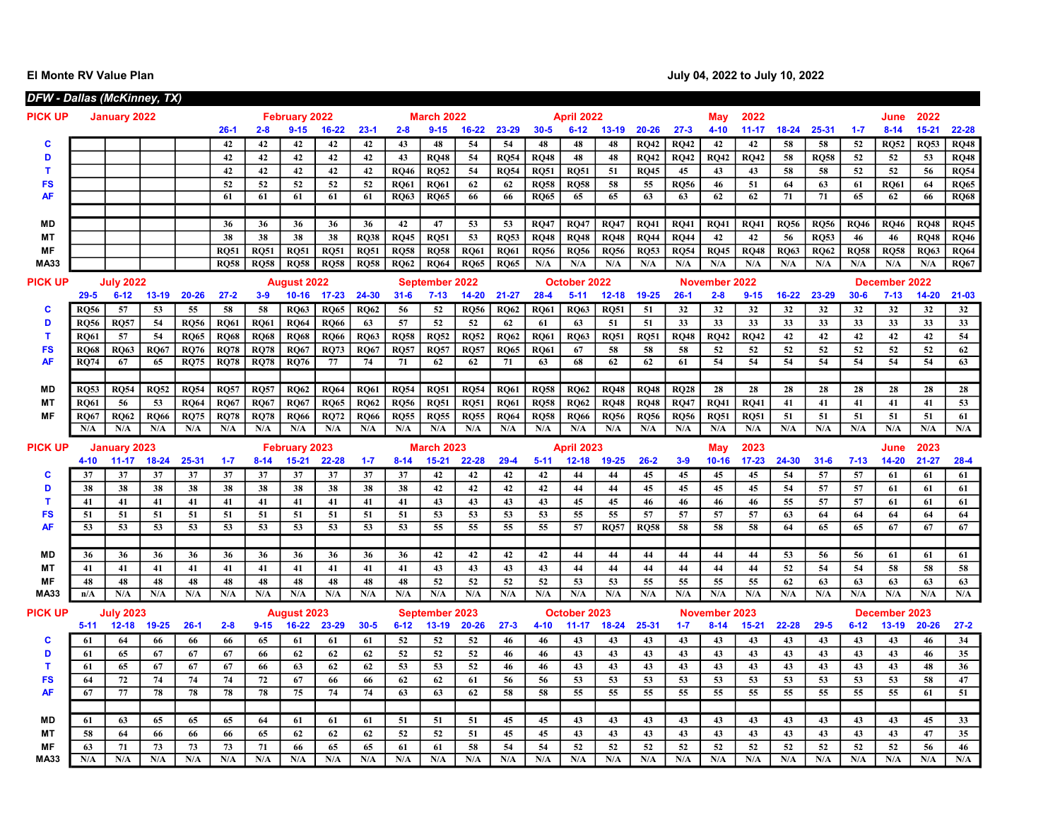El Monte RV Value Plan — July 04, 2022 to July 10, 2022

**DFW - Dallas (McKinney, TX)**

| PICK UP | January 2022 | | | | | February 2022 | | | | March 2022 | | | | April 2022 | | | | | May 2022 | | | | | June 2022 | | |
|---|---|---|---|---|---|---|---|---|---|---|---|---|---|---|---|---|---|---|---|---|---|---|---|---|---|---|
| | | | | | 26-1 | 2-8 | 9-15 | 16-22 | 23-1 | 2-8 | 9-15 | 16-22 | 23-29 | 30-5 | 6-12 | 13-19 | 20-26 | 27-3 | 4-10 | 11-17 | 18-24 | 25-31 | 1-7 | 8-14 | 15-21 | 22-28 |
| C | | | | | 42 | 42 | 42 | 42 | 42 | 43 | 48 | 54 | 54 | 48 | 48 | 48 | RQ42 | RQ42 | 42 | 42 | 58 | 58 | 52 | RQ52 | RQ53 | RQ48 |
| D | | | | | 42 | 42 | 42 | 42 | 42 | 43 | RQ48 | 54 | RQ54 | RQ48 | 48 | 48 | RQ42 | RQ42 | RQ42 | RQ42 | 58 | RQ58 | 52 | 52 | 53 | RQ48 |
| T | | | | | 42 | 42 | 42 | 42 | 42 | RQ46 | RQ52 | 54 | RQ54 | RQ51 | RQ51 | 51 | RQ45 | 45 | 43 | 43 | 58 | 58 | 52 | 52 | 56 | RQ54 |
| FS | | | | | 52 | 52 | 52 | 52 | 52 | RQ61 | RQ61 | 62 | 62 | RQ58 | RQ58 | 58 | 55 | RQ56 | 46 | 51 | 64 | 63 | 61 | RQ61 | 64 | RQ65 |
| AF | | | | | 61 | 61 | 61 | 61 | 61 | RQ63 | RQ65 | 66 | 66 | RQ65 | 65 | 65 | 63 | 63 | 62 | 62 | 71 | 71 | 65 | 62 | 66 | RQ68 |
| | | | | | | | | | | | | | | | | | | | | | | | | | | |
| MD | | | | | 36 | 36 | 36 | 36 | 36 | 42 | 47 | 53 | 53 | RQ47 | RQ47 | RQ47 | RQ41 | RQ41 | RQ41 | RQ41 | RQ56 | RQ56 | RQ46 | RQ46 | RQ48 | RQ45 |
| MT | | | | | 38 | 38 | 38 | 38 | RQ38 | RQ45 | RQ51 | 53 | RQ53 | RQ48 | RQ48 | RQ48 | RQ44 | RQ44 | 42 | 42 | 56 | RQ53 | 46 | 46 | RQ48 | RQ46 |
| MF | | | | | RQ51 | RQ51 | RQ51 | RQ51 | RQ51 | RQ58 | RQ58 | RQ61 | RQ61 | RQ56 | RQ56 | RQ56 | RQ53 | RQ54 | RQ45 | RQ48 | RQ63 | RQ62 | RQ58 | RQ58 | RQ63 | RQ64 |
| MA33 | | | | | RQ58 | RQ58 | RQ58 | RQ58 | RQ58 | RQ62 | RQ64 | RQ65 | RQ65 | N/A | N/A | N/A | N/A | N/A | N/A | N/A | N/A | N/A | N/A | N/A | N/A | RQ67 |

| PICK UP | July 2022 | | | | August 2022 | | | | | September 2022 | | | | October 2022 | | | | | November 2022 | | | | December 2022 | | | |
|---|---|---|---|---|---|---|---|---|---|---|---|---|---|---|---|---|---|---|---|---|---|---|---|---|---|---|
| | 29-5 | 6-12 | 13-19 | 20-26 | 27-2 | 3-9 | 10-16 | 17-23 | 24-30 | 31-6 | 7-13 | 14-20 | 21-27 | 28-4 | 5-11 | 12-18 | 19-25 | 26-1 | 2-8 | 9-15 | 16-22 | 23-29 | 30-6 | 7-13 | 14-20 | 21-03 |
| C | RQ56 | 57 | 53 | 55 | 58 | 58 | RQ63 | RQ65 | RQ62 | 56 | 52 | RQ56 | RQ62 | RQ61 | RQ63 | RQ51 | 51 | 32 | 32 | 32 | 32 | 32 | 32 | 32 | 32 | 32 |
| D | RQ56 | RQ57 | 54 | RQ56 | RQ61 | RQ61 | RQ64 | RQ66 | 63 | 57 | 52 | 52 | 62 | 61 | 63 | 51 | 51 | 33 | 33 | 33 | 33 | 33 | 33 | 33 | 33 | 33 |
| T | RQ61 | 57 | 54 | RQ65 | RQ68 | RQ68 | RQ68 | RQ66 | RQ63 | RQ58 | RQ52 | RQ52 | RQ62 | RQ61 | RQ63 | RQ51 | RQ51 | RQ48 | RQ42 | RQ42 | 42 | 42 | 42 | 42 | 42 | 54 |
| FS | RQ68 | RQ63 | RQ67 | RQ76 | RQ78 | RQ78 | RQ67 | RQ73 | RQ67 | RQ57 | RQ57 | RQ57 | RQ65 | RQ61 | 67 | 58 | 58 | 58 | 52 | 52 | 52 | 52 | 52 | 52 | 52 | 62 |
| AF | RQ74 | 67 | 65 | RQ75 | RQ78 | RQ78 | RQ76 | 77 | 74 | 71 | 62 | 62 | 71 | 63 | 68 | 62 | 62 | 61 | 54 | 54 | 54 | 54 | 54 | 54 | 54 | 63 |
| | | | | | | | | | | | | | | | | | | | | | | | | | | |
| MD | RQ53 | RQ54 | RQ52 | RQ54 | RQ57 | RQ57 | RQ62 | RQ64 | RQ61 | RQ54 | RQ51 | RQ54 | RQ61 | RQ58 | RQ62 | RQ48 | RQ48 | RQ28 | 28 | 28 | 28 | 28 | 28 | 28 | 28 | 28 |
| MT | RQ61 | 56 | 53 | RQ64 | RQ67 | RQ67 | RQ67 | RQ65 | RQ62 | RQ56 | RQ51 | RQ51 | RQ61 | RQ58 | RQ62 | RQ48 | RQ48 | RQ47 | RQ41 | RQ41 | 41 | 41 | 41 | 41 | 41 | 53 |
| MF | RQ67 | RQ62 | RQ66 | RQ75 | RQ78 | RQ78 | RQ66 | RQ72 | RQ66 | RQ55 | RQ55 | RQ55 | RQ64 | RQ58 | RQ66 | RQ56 | RQ56 | RQ56 | RQ51 | RQ51 | 51 | 51 | 51 | 51 | 51 | 61 |
| | N/A | N/A | N/A | N/A | N/A | N/A | N/A | N/A | N/A | N/A | N/A | N/A | N/A | N/A | N/A | N/A | N/A | N/A | N/A | N/A | N/A | N/A | N/A | N/A | N/A | N/A |

| PICK UP | January 2023 | | | | | February 2023 | | | | March 2023 | | | | April 2023 | | | | | May 2023 | | | | | June 2023 | | |
|---|---|---|---|---|---|---|---|---|---|---|---|---|---|---|---|---|---|---|---|---|---|---|---|---|---|---|
| | 4-10 | 11-17 | 18-24 | 25-31 | 1-7 | 8-14 | 15-21 | 22-28 | 1-7 | 8-14 | 15-21 | 22-28 | 29-4 | 5-11 | 12-18 | 19-25 | 26-2 | 3-9 | 10-16 | 17-23 | 24-30 | 31-6 | 7-13 | 14-20 | 21-27 | 28-4 |
| C | 37 | 37 | 37 | 37 | 37 | 37 | 37 | 37 | 37 | 37 | 42 | 42 | 42 | 42 | 44 | 44 | 45 | 45 | 45 | 45 | 54 | 57 | 57 | 61 | 61 | 61 |
| D | 38 | 38 | 38 | 38 | 38 | 38 | 38 | 38 | 38 | 38 | 42 | 42 | 42 | 42 | 44 | 44 | 45 | 45 | 45 | 45 | 54 | 57 | 57 | 61 | 61 | 61 |
| T | 41 | 41 | 41 | 41 | 41 | 41 | 41 | 41 | 41 | 41 | 43 | 43 | 43 | 43 | 45 | 45 | 46 | 46 | 46 | 46 | 55 | 57 | 57 | 61 | 61 | 61 |
| FS | 51 | 51 | 51 | 51 | 51 | 51 | 51 | 51 | 51 | 51 | 53 | 53 | 53 | 53 | 55 | 55 | 57 | 57 | 57 | 57 | 63 | 64 | 64 | 64 | 64 | 64 |
| AF | 53 | 53 | 53 | 53 | 53 | 53 | 53 | 53 | 53 | 53 | 55 | 55 | 55 | 55 | 57 | RQ57 | RQ58 | 58 | 58 | 58 | 64 | 65 | 65 | 67 | 67 | 67 |
| | | | | | | | | | | | | | | | | | | | | | | | | | | |
| MD | 36 | 36 | 36 | 36 | 36 | 36 | 36 | 36 | 36 | 36 | 42 | 42 | 42 | 42 | 44 | 44 | 44 | 44 | 44 | 44 | 53 | 56 | 56 | 61 | 61 | 61 |
| MT | 41 | 41 | 41 | 41 | 41 | 41 | 41 | 41 | 41 | 41 | 43 | 43 | 43 | 43 | 44 | 44 | 44 | 44 | 44 | 44 | 52 | 54 | 54 | 58 | 58 | 58 |
| MF | 48 | 48 | 48 | 48 | 48 | 48 | 48 | 48 | 48 | 48 | 52 | 52 | 52 | 52 | 53 | 53 | 55 | 55 | 55 | 55 | 62 | 63 | 63 | 63 | 63 | 63 |
| MA33 | n/A | N/A | N/A | N/A | N/A | N/A | N/A | N/A | N/A | N/A | N/A | N/A | N/A | N/A | N/A | N/A | N/A | N/A | N/A | N/A | N/A | N/A | N/A | N/A | N/A | N/A |

| PICK UP | July 2023 | | | | | August 2023 | | | | September 2023 | | | | October 2023 | | | | | November 2023 | | | | | December 2023 | | |
|---|---|---|---|---|---|---|---|---|---|---|---|---|---|---|---|---|---|---|---|---|---|---|---|---|---|---|
| | 5-11 | 12-18 | 19-25 | 26-1 | 2-8 | 9-15 | 16-22 | 23-29 | 30-5 | 6-12 | 13-19 | 20-26 | 27-3 | 4-10 | 11-17 | 18-24 | 25-31 | 1-7 | 8-14 | 15-21 | 22-28 | 29-5 | 6-12 | 13-19 | 20-26 | 27-2 |
| C | 61 | 64 | 66 | 66 | 66 | 65 | 61 | 61 | 61 | 52 | 52 | 52 | 46 | 46 | 43 | 43 | 43 | 43 | 43 | 43 | 43 | 43 | 43 | 43 | 46 | 34 |
| D | 61 | 65 | 67 | 67 | 67 | 66 | 62 | 62 | 62 | 52 | 52 | 52 | 46 | 46 | 43 | 43 | 43 | 43 | 43 | 43 | 43 | 43 | 43 | 43 | 46 | 35 |
| T | 61 | 65 | 67 | 67 | 67 | 66 | 63 | 62 | 62 | 53 | 53 | 52 | 46 | 46 | 43 | 43 | 43 | 43 | 43 | 43 | 43 | 43 | 43 | 43 | 48 | 36 |
| FS | 64 | 72 | 74 | 74 | 74 | 72 | 67 | 66 | 66 | 62 | 62 | 61 | 56 | 56 | 53 | 53 | 53 | 53 | 53 | 53 | 53 | 53 | 53 | 53 | 58 | 47 |
| AF | 67 | 77 | 78 | 78 | 78 | 78 | 75 | 74 | 74 | 63 | 63 | 62 | 58 | 58 | 55 | 55 | 55 | 55 | 55 | 55 | 55 | 55 | 55 | 55 | 61 | 51 |
| | | | | | | | | | | | | | | | | | | | | | | | | | | |
| MD | 61 | 63 | 65 | 65 | 65 | 64 | 61 | 61 | 61 | 51 | 51 | 51 | 45 | 45 | 43 | 43 | 43 | 43 | 43 | 43 | 43 | 43 | 43 | 43 | 45 | 33 |
| MT | 58 | 64 | 66 | 66 | 66 | 65 | 62 | 62 | 62 | 52 | 52 | 51 | 45 | 45 | 43 | 43 | 43 | 43 | 43 | 43 | 43 | 43 | 43 | 43 | 47 | 35 |
| MF | 63 | 71 | 73 | 73 | 73 | 71 | 66 | 65 | 65 | 61 | 61 | 58 | 54 | 54 | 52 | 52 | 52 | 52 | 52 | 52 | 52 | 52 | 52 | 52 | 56 | 46 |
| MA33 | N/A | N/A | N/A | N/A | N/A | N/A | N/A | N/A | N/A | N/A | N/A | N/A | N/A | N/A | N/A | N/A | N/A | N/A | N/A | N/A | N/A | N/A | N/A | N/A | N/A | N/A |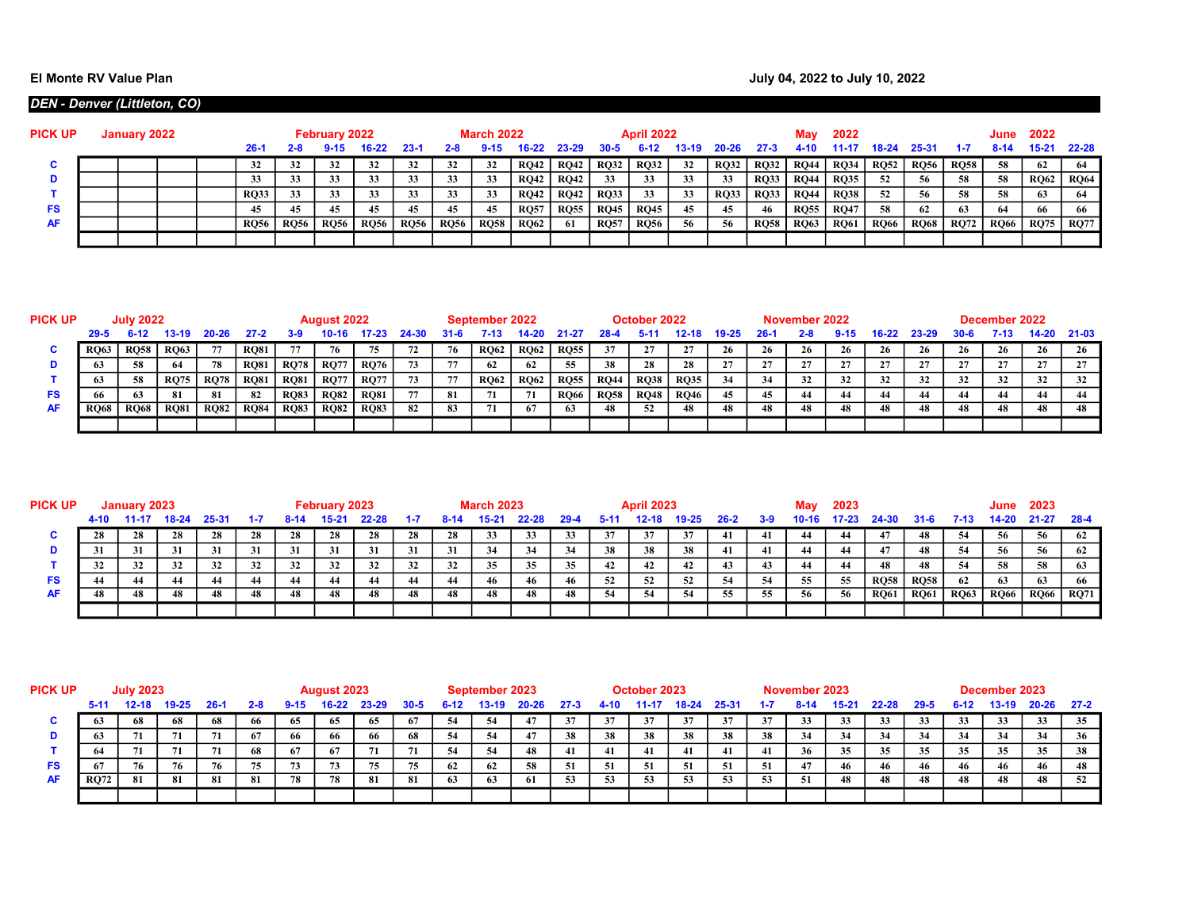**El Monte RV Value Plan**

**July 04, 2022 to July 10, 2022**

***DEN - Denver (Littleton, CO)***

| PICK UP | January 2022 | | | | February 2022 | | | | | March 2022 | | | | April 2022 | | | | | May 2022 | | | | | June 2022 | | | |
|---|---|---|---|---|---|---|---|---|---|---|---|---|---|---|---|---|---|---|---|---|---|---|---|---|---|---|---|
| | | | | | 26-1 | 2-8 | 9-15 | 16-22 | 23-1 | 2-8 | 9-15 | 16-22 | 23-29 | 30-5 | 6-12 | 13-19 | 20-26 | 27-3 | 4-10 | 11-17 | 18-24 | 25-31 | 1-7 | 8-14 | 15-21 | 22-28 |
| C | | | | | 32 | 32 | 32 | 32 | 32 | 32 | 32 | RQ42 | RQ42 | RQ32 | RQ32 | 32 | RQ32 | RQ32 | RQ44 | RQ34 | RQ52 | RQ56 | RQ58 | 58 | 62 | 64 |
| D | | | | | 33 | 33 | 33 | 33 | 33 | 33 | 33 | RQ42 | RQ42 | 33 | 33 | 33 | 33 | RQ33 | RQ44 | RQ35 | 52 | 56 | 58 | 58 | RQ62 | RQ64 |
| T | | | | | RQ33 | 33 | 33 | 33 | 33 | 33 | 33 | RQ42 | RQ42 | RQ33 | 33 | 33 | RQ33 | RQ33 | RQ44 | RQ38 | 52 | 56 | 58 | 58 | 63 | 64 |
| FS | | | | | 45 | 45 | 45 | 45 | 45 | 45 | 45 | RQ57 | RQ55 | RQ45 | RQ45 | 45 | 45 | 46 | RQ55 | RQ47 | 58 | 62 | 63 | 64 | 66 | 66 |
| AF | | | | | RQ56 | RQ56 | RQ56 | RQ56 | RQ56 | RQ56 | RQ58 | RQ62 | 61 | RQ57 | RQ56 | 56 | 56 | RQ58 | RQ63 | RQ61 | RQ66 | RQ68 | RQ72 | RQ66 | RQ75 | RQ77 |

| PICK UP | July 2022 | | | | | August 2022 | | | | September 2022 | | | | October 2022 | | | | | November 2022 | | | | | December 2022 | | |
|---|---|---|---|---|---|---|---|---|---|---|---|---|---|---|---|---|---|---|---|---|---|---|---|---|---|---|
| | 29-5 | 6-12 | 13-19 | 20-26 | 27-2 | 3-9 | 10-16 | 17-23 | 24-30 | 31-6 | 7-13 | 14-20 | 21-27 | 28-4 | 5-11 | 12-18 | 19-25 | 26-1 | 2-8 | 9-15 | 16-22 | 23-29 | 30-6 | 7-13 | 14-20 | 21-03 |
| C | RQ63 | RQ58 | RQ63 | 77 | RQ81 | 77 | 76 | 75 | 72 | 76 | RQ62 | RQ62 | RQ55 | 37 | 27 | 27 | 26 | 26 | 26 | 26 | 26 | 26 | 26 | 26 | 26 | 26 |
| D | 63 | 58 | 64 | 78 | RQ81 | RQ78 | RQ77 | RQ76 | 73 | 77 | 62 | 62 | 55 | 38 | 28 | 28 | 27 | 27 | 27 | 27 | 27 | 27 | 27 | 27 | 27 | 27 |
| T | 63 | 58 | RQ75 | RQ78 | RQ81 | RQ81 | RQ77 | RQ77 | 73 | 77 | RQ62 | RQ62 | RQ55 | RQ44 | RQ38 | RQ35 | 34 | 34 | 32 | 32 | 32 | 32 | 32 | 32 | 32 | 32 |
| FS | 66 | 63 | 81 | 81 | 82 | RQ83 | RQ82 | RQ81 | 77 | 81 | 71 | 71 | RQ66 | RQ58 | RQ48 | RQ46 | 45 | 45 | 44 | 44 | 44 | 44 | 44 | 44 | 44 | 44 |
| AF | RQ68 | RQ68 | RQ81 | RQ82 | RQ84 | RQ83 | RQ82 | RQ83 | 82 | 83 | 71 | 67 | 63 | 48 | 52 | 48 | 48 | 48 | 48 | 48 | 48 | 48 | 48 | 48 | 48 | 48 |

| PICK UP | January 2023 | | | | February 2023 | | | | | March 2023 | | | | April 2023 | | | | | May 2023 | | | | | June 2023 | | |
|---|---|---|---|---|---|---|---|---|---|---|---|---|---|---|---|---|---|---|---|---|---|---|---|---|---|---|
| | 4-10 | 11-17 | 18-24 | 25-31 | 1-7 | 8-14 | 15-21 | 22-28 | 1-7 | 8-14 | 15-21 | 22-28 | 29-4 | 5-11 | 12-18 | 19-25 | 26-2 | 3-9 | 10-16 | 17-23 | 24-30 | 31-6 | 7-13 | 14-20 | 21-27 | 28-4 |
| C | 28 | 28 | 28 | 28 | 28 | 28 | 28 | 28 | 28 | 28 | 33 | 33 | 33 | 37 | 37 | 37 | 41 | 41 | 44 | 44 | 47 | 48 | 54 | 56 | 56 | 62 |
| D | 31 | 31 | 31 | 31 | 31 | 31 | 31 | 31 | 31 | 31 | 34 | 34 | 34 | 38 | 38 | 38 | 41 | 41 | 44 | 44 | 47 | 48 | 54 | 56 | 56 | 62 |
| T | 32 | 32 | 32 | 32 | 32 | 32 | 32 | 32 | 32 | 32 | 35 | 35 | 35 | 42 | 42 | 42 | 43 | 43 | 44 | 44 | 48 | 48 | 54 | 58 | 58 | 63 |
| FS | 44 | 44 | 44 | 44 | 44 | 44 | 44 | 44 | 44 | 44 | 46 | 46 | 46 | 52 | 52 | 52 | 54 | 54 | 55 | 55 | RQ58 | RQ58 | 62 | 63 | 63 | 66 |
| AF | 48 | 48 | 48 | 48 | 48 | 48 | 48 | 48 | 48 | 48 | 48 | 48 | 48 | 54 | 54 | 54 | 55 | 55 | 56 | 56 | RQ61 | RQ61 | RQ63 | RQ66 | RQ66 | RQ71 |

| PICK UP | July 2023 | | | | | August 2023 | | | | September 2023 | | | | October 2023 | | | | | November 2023 | | | | | December 2023 | | |
|---|---|---|---|---|---|---|---|---|---|---|---|---|---|---|---|---|---|---|---|---|---|---|---|---|---|---|
| | 5-11 | 12-18 | 19-25 | 26-1 | 2-8 | 9-15 | 16-22 | 23-29 | 30-5 | 6-12 | 13-19 | 20-26 | 27-3 | 4-10 | 11-17 | 18-24 | 25-31 | 1-7 | 8-14 | 15-21 | 22-28 | 29-5 | 6-12 | 13-19 | 20-26 | 27-2 |
| C | 63 | 68 | 68 | 68 | 66 | 65 | 65 | 65 | 67 | 54 | 54 | 47 | 37 | 37 | 37 | 37 | 37 | 37 | 33 | 33 | 33 | 33 | 33 | 33 | 33 | 35 |
| D | 63 | 71 | 71 | 71 | 67 | 66 | 66 | 66 | 68 | 54 | 54 | 47 | 38 | 38 | 38 | 38 | 38 | 38 | 34 | 34 | 34 | 34 | 34 | 34 | 34 | 36 |
| T | 64 | 71 | 71 | 71 | 68 | 67 | 67 | 71 | 71 | 54 | 54 | 48 | 41 | 41 | 41 | 41 | 41 | 41 | 36 | 35 | 35 | 35 | 35 | 35 | 35 | 38 |
| FS | 67 | 76 | 76 | 76 | 75 | 73 | 73 | 75 | 75 | 62 | 62 | 58 | 51 | 51 | 51 | 51 | 51 | 51 | 47 | 46 | 46 | 46 | 46 | 46 | 46 | 48 |
| AF | RQ72 | 81 | 81 | 81 | 81 | 78 | 78 | 81 | 81 | 63 | 63 | 61 | 53 | 53 | 53 | 53 | 53 | 53 | 51 | 48 | 48 | 48 | 48 | 48 | 48 | 52 |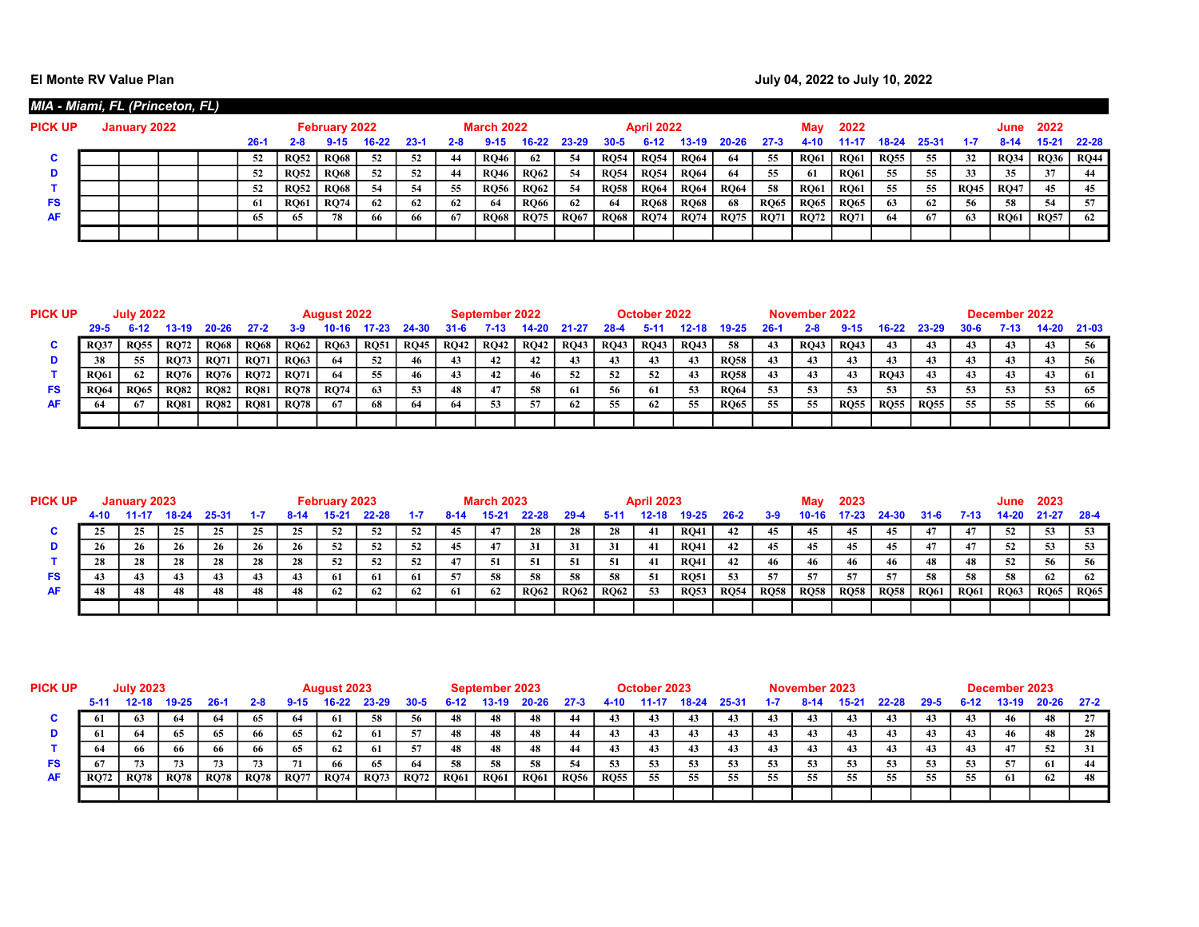**El Monte RV Value Plan**

**July 04, 2022 to July 10, 2022**

***MIA - Miami, FL (Princeton, FL)***

| PICK UP | January 2022 | | | | | February 2022 | | | | March 2022 | | | | | April 2022 | | | | | May 2022 | | | | | June 2022 | | |
|---|---|---|---|---|---|---|---|---|---|---|---|---|---|---|---|---|---|---|---|---|---|---|---|---|---|---|---|
| | | | | | 26-1 | 2-8 | 9-15 | 16-22 | 23-1 | 2-8 | 9-15 | 16-22 | 23-29 | 30-5 | 6-12 | 13-19 | 20-26 | 27-3 | 4-10 | 11-17 | 18-24 | 25-31 | 1-7 | 8-14 | 15-21 | 22-28 |
| C | | | | | 52 | RQ52 | RQ68 | 52 | 52 | 44 | RQ46 | 62 | 54 | RQ54 | RQ54 | RQ64 | 64 | 55 | RQ61 | RQ61 | RQ55 | 55 | 32 | RQ34 | RQ36 | RQ44 |
| D | | | | | 52 | RQ52 | RQ68 | 52 | 52 | 44 | RQ46 | RQ62 | 54 | RQ54 | RQ54 | RQ64 | 64 | 55 | 61 | RQ61 | 55 | 55 | 33 | 35 | 37 | 44 |
| T | | | | | 52 | RQ52 | RQ68 | 54 | 54 | 55 | RQ56 | RQ62 | 54 | RQ58 | RQ64 | RQ64 | RQ64 | 58 | RQ61 | RQ61 | 55 | 55 | RQ45 | RQ47 | 45 | 45 |
| FS | | | | | 61 | RQ61 | RQ74 | 62 | 62 | 62 | 64 | RQ66 | 62 | 64 | RQ68 | RQ68 | 68 | RQ65 | RQ65 | RQ65 | 63 | 62 | 56 | 58 | 54 | 57 |
| AF | | | | | 65 | 65 | 78 | 66 | 66 | 67 | RQ68 | RQ75 | RQ67 | RQ68 | RQ74 | RQ74 | RQ75 | RQ71 | RQ72 | RQ71 | 64 | 67 | 63 | RQ61 | RQ57 | 62 |

| PICK UP | July 2022 | | | | | August 2022 | | | | September 2022 | | | | October 2022 | | | | | November 2022 | | | | | December 2022 | | | |
|---|---|---|---|---|---|---|---|---|---|---|---|---|---|---|---|---|---|---|---|---|---|---|---|---|---|---|---|
| | 29-5 | 6-12 | 13-19 | 20-26 | 27-2 | 3-9 | 10-16 | 17-23 | 24-30 | 31-6 | 7-13 | 14-20 | 21-27 | 28-4 | 5-11 | 12-18 | 19-25 | 26-1 | 2-8 | 9-15 | 16-22 | 23-29 | 30-6 | 7-13 | 14-20 | 21-03 |
| C | RQ37 | RQ55 | RQ72 | RQ68 | RQ68 | RQ62 | RQ63 | RQ51 | RQ45 | RQ42 | RQ42 | RQ42 | RQ43 | RQ43 | RQ43 | RQ43 | 58 | 43 | RQ43 | RQ43 | 43 | 43 | 43 | 43 | 43 | 56 |
| D | 38 | 55 | RQ73 | RQ71 | RQ71 | RQ63 | 64 | 52 | 46 | 43 | 42 | 42 | 43 | 43 | 43 | 43 | RQ58 | 43 | 43 | 43 | 43 | 43 | 43 | 43 | 43 | 56 |
| T | RQ61 | 62 | RQ76 | RQ76 | RQ72 | RQ71 | 64 | 55 | 46 | 43 | 42 | 46 | 52 | 52 | 52 | 43 | RQ58 | 43 | 43 | 43 | RQ43 | 43 | 43 | 43 | 43 | 61 |
| FS | RQ64 | RQ65 | RQ82 | RQ82 | RQ81 | RQ78 | RQ74 | 63 | 53 | 48 | 47 | 58 | 61 | 56 | 61 | 53 | RQ64 | 53 | 53 | 53 | 53 | 53 | 53 | 53 | 53 | 65 |
| AF | 64 | 67 | RQ81 | RQ82 | RQ81 | RQ78 | 67 | 68 | 64 | 64 | 53 | 57 | 62 | 55 | 62 | 55 | RQ65 | 55 | 55 | RQ55 | RQ55 | RQ55 | 55 | 55 | 55 | 66 |

| PICK UP | January 2023 | | | | | February 2023 | | | | March 2023 | | | | | April 2023 | | | | | May 2023 | | | | | June 2023 | | |
|---|---|---|---|---|---|---|---|---|---|---|---|---|---|---|---|---|---|---|---|---|---|---|---|---|---|---|---|
| | 4-10 | 11-17 | 18-24 | 25-31 | 1-7 | 8-14 | 15-21 | 22-28 | 1-7 | 8-14 | 15-21 | 22-28 | 29-4 | 5-11 | 12-18 | 19-25 | 26-2 | 3-9 | 10-16 | 17-23 | 24-30 | 31-6 | 7-13 | 14-20 | 21-27 | 28-4 |
| C | 25 | 25 | 25 | 25 | 25 | 25 | 52 | 52 | 52 | 45 | 47 | 28 | 28 | 28 | 41 | RQ41 | 42 | 45 | 45 | 45 | 45 | 47 | 47 | 52 | 53 | 53 |
| D | 26 | 26 | 26 | 26 | 26 | 26 | 52 | 52 | 52 | 45 | 47 | 31 | 31 | 31 | 41 | RQ41 | 42 | 45 | 45 | 45 | 45 | 47 | 47 | 52 | 53 | 53 |
| T | 28 | 28 | 28 | 28 | 28 | 28 | 52 | 52 | 52 | 47 | 51 | 51 | 51 | 51 | 41 | RQ41 | 42 | 46 | 46 | 46 | 46 | 48 | 48 | 52 | 56 | 56 |
| FS | 43 | 43 | 43 | 43 | 43 | 43 | 61 | 61 | 61 | 57 | 58 | 58 | 58 | 58 | 51 | RQ51 | 53 | 57 | 57 | 57 | 57 | 58 | 58 | 58 | 62 | 62 |
| AF | 48 | 48 | 48 | 48 | 48 | 48 | 62 | 62 | 62 | 61 | 62 | RQ62 | RQ62 | RQ62 | 53 | RQ53 | RQ54 | RQ58 | RQ58 | RQ58 | RQ58 | RQ61 | RQ61 | RQ63 | RQ65 | RQ65 |

| PICK UP | July 2023 | | | | | August 2023 | | | | September 2023 | | | | October 2023 | | | | | November 2023 | | | | | December 2023 | | | |
|---|---|---|---|---|---|---|---|---|---|---|---|---|---|---|---|---|---|---|---|---|---|---|---|---|---|---|---|
| | 5-11 | 12-18 | 19-25 | 26-1 | 2-8 | 9-15 | 16-22 | 23-29 | 30-5 | 6-12 | 13-19 | 20-26 | 27-3 | 4-10 | 11-17 | 18-24 | 25-31 | 1-7 | 8-14 | 15-21 | 22-28 | 29-5 | 6-12 | 13-19 | 20-26 | 27-2 |
| C | 61 | 63 | 64 | 64 | 65 | 64 | 61 | 58 | 56 | 48 | 48 | 48 | 44 | 43 | 43 | 43 | 43 | 43 | 43 | 43 | 43 | 43 | 43 | 46 | 48 | 27 |
| D | 61 | 64 | 65 | 65 | 66 | 65 | 62 | 61 | 57 | 48 | 48 | 48 | 44 | 43 | 43 | 43 | 43 | 43 | 43 | 43 | 43 | 43 | 43 | 46 | 48 | 28 |
| T | 64 | 66 | 66 | 66 | 66 | 65 | 62 | 61 | 57 | 48 | 48 | 48 | 44 | 43 | 43 | 43 | 43 | 43 | 43 | 43 | 43 | 43 | 43 | 47 | 52 | 31 |
| FS | 67 | 73 | 73 | 73 | 73 | 71 | 66 | 65 | 64 | 58 | 58 | 58 | 54 | 53 | 53 | 53 | 53 | 53 | 53 | 53 | 53 | 53 | 53 | 57 | 61 | 44 |
| AF | RQ72 | RQ78 | RQ78 | RQ78 | RQ78 | RQ77 | RQ74 | RQ73 | RQ72 | RQ61 | RQ61 | RQ61 | RQ56 | RQ55 | 55 | 55 | 55 | 55 | 55 | 55 | 55 | 55 | 55 | 61 | 62 | 48 |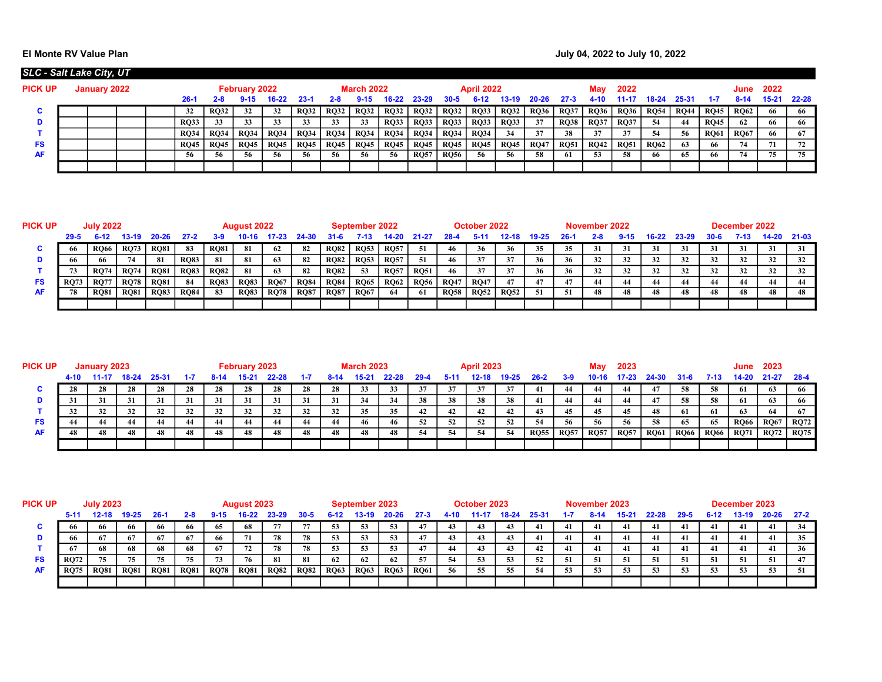**El Monte RV Value Plan**

**July 04, 2022 to July 10, 2022**

## SLC - Salt Lake City, UT

| PICK UP | January 2022 | | | | | February 2022 | | | | | March 2022 | | | | | April 2022 | | | | May | 2022 | | | | June | 2022 |
|---|---|---|---|---|---|---|---|---|---|---|---|---|---|---|---|---|---|---|---|---|---|---|---|---|---|---|
| | | | | | 26-1 | 2-8 | 9-15 | 16-22 | 23-1 | 2-8 | 9-15 | 16-22 | 23-29 | 30-5 | 6-12 | 13-19 | 20-26 | 27-3 | 4-10 | 11-17 | 18-24 | 25-31 | 1-7 | 8-14 | 15-21 | 22-28 |
| C | | | | | 32 | RQ32 | 32 | 32 | RQ32 | RQ32 | RQ32 | RQ32 | RQ32 | RQ32 | RQ33 | RQ32 | RQ36 | RQ37 | RQ36 | RQ36 | RQ54 | RQ44 | RQ45 | RQ62 | 66 | 66 |
| D | | | | | RQ33 | 33 | 33 | 33 | 33 | 33 | 33 | RQ33 | RQ33 | RQ33 | RQ33 | RQ33 | 37 | RQ38 | RQ37 | RQ37 | 54 | 44 | RQ45 | 62 | 66 | 66 |
| T | | | | | RQ34 | RQ34 | RQ34 | RQ34 | RQ34 | RQ34 | RQ34 | RQ34 | RQ34 | RQ34 | RQ34 | 34 | 37 | 38 | 37 | 37 | 54 | 56 | RQ61 | RQ67 | 66 | 67 |
| FS | | | | | RQ45 | RQ45 | RQ45 | RQ45 | RQ45 | RQ45 | RQ45 | RQ45 | RQ45 | RQ45 | RQ45 | RQ45 | RQ47 | RQ51 | RQ42 | RQ51 | RQ62 | 63 | 66 | 74 | 71 | 72 |
| AF | | | | | 56 | 56 | 56 | 56 | 56 | 56 | 56 | 56 | RQ57 | RQ56 | 56 | 56 | 58 | 61 | 53 | 58 | 66 | 65 | 66 | 74 | 75 | 75 |

| PICK UP | July 2022 | | | | | August 2022 | | | | September 2022 | | | | October 2022 | | | | November 2022 | | | | | December 2022 | | | |
|---|---|---|---|---|---|---|---|---|---|---|---|---|---|---|---|---|---|---|---|---|---|---|---|---|---|---|
| | 29-5 | 6-12 | 13-19 | 20-26 | 27-2 | 3-9 | 10-16 | 17-23 | 24-30 | 31-6 | 7-13 | 14-20 | 21-27 | 28-4 | 5-11 | 12-18 | 19-25 | 26-1 | 2-8 | 9-15 | 16-22 | 23-29 | 30-6 | 7-13 | 14-20 | 21-03 |
| C | 66 | RQ66 | RQ73 | RQ81 | 83 | RQ81 | 81 | 62 | 82 | RQ82 | RQ53 | RQ57 | 51 | 46 | 36 | 36 | 35 | 35 | 31 | 31 | 31 | 31 | 31 | 31 | 31 | 31 |
| D | 66 | 66 | 74 | 81 | RQ83 | 81 | 81 | 63 | 82 | RQ82 | RQ53 | RQ57 | 51 | 46 | 37 | 37 | 36 | 36 | 32 | 32 | 32 | 32 | 32 | 32 | 32 | 32 |
| T | 73 | RQ74 | RQ74 | RQ81 | RQ83 | RQ82 | 81 | 63 | 82 | RQ82 | 53 | RQ57 | RQ51 | 46 | 37 | 37 | 36 | 36 | 32 | 32 | 32 | 32 | 32 | 32 | 32 | 32 |
| FS | RQ73 | RQ77 | RQ78 | RQ81 | 84 | RQ83 | RQ83 | RQ67 | RQ84 | RQ84 | RQ65 | RQ62 | RQ56 | RQ47 | RQ47 | 47 | 47 | 47 | 44 | 44 | 44 | 44 | 44 | 44 | 44 | 44 |
| AF | 78 | RQ81 | RQ81 | RQ83 | RQ84 | 83 | RQ83 | RQ78 | RQ87 | RQ87 | RQ67 | 64 | 61 | RQ58 | RQ52 | RQ52 | 51 | 51 | 48 | 48 | 48 | 48 | 48 | 48 | 48 | 48 |

| PICK UP | January 2023 | | | | | February 2023 | | | | | March 2023 | | | | | April 2023 | | | | May | 2023 | | | | June | 2023 |
|---|---|---|---|---|---|---|---|---|---|---|---|---|---|---|---|---|---|---|---|---|---|---|---|---|---|---|
| | 4-10 | 11-17 | 18-24 | 25-31 | 1-7 | 8-14 | 15-21 | 22-28 | 1-7 | 8-14 | 15-21 | 22-28 | 29-4 | 5-11 | 12-18 | 19-25 | 26-2 | 3-9 | 10-16 | 17-23 | 24-30 | 31-6 | 7-13 | 14-20 | 21-27 | 28-4 |
| C | 28 | 28 | 28 | 28 | 28 | 28 | 28 | 28 | 28 | 28 | 33 | 33 | 37 | 37 | 37 | 37 | 41 | 44 | 44 | 44 | 47 | 58 | 58 | 61 | 63 | 66 |
| D | 31 | 31 | 31 | 31 | 31 | 31 | 31 | 31 | 31 | 31 | 34 | 34 | 38 | 38 | 38 | 38 | 41 | 44 | 44 | 44 | 47 | 58 | 58 | 61 | 63 | 66 |
| T | 32 | 32 | 32 | 32 | 32 | 32 | 32 | 32 | 32 | 32 | 35 | 35 | 42 | 42 | 42 | 42 | 43 | 45 | 45 | 45 | 48 | 61 | 61 | 63 | 64 | 67 |
| FS | 44 | 44 | 44 | 44 | 44 | 44 | 44 | 44 | 44 | 44 | 46 | 46 | 52 | 52 | 52 | 52 | 54 | 56 | 56 | 56 | 58 | 65 | 65 | RQ66 | RQ67 | RQ72 |
| AF | 48 | 48 | 48 | 48 | 48 | 48 | 48 | 48 | 48 | 48 | 48 | 48 | 54 | 54 | 54 | 54 | RQ55 | RQ57 | RQ57 | RQ57 | RQ61 | RQ66 | RQ66 | RQ71 | RQ72 | RQ75 |

| PICK UP | July 2023 | | | | | August 2023 | | | | September 2023 | | | | October 2023 | | | | November 2023 | | | | | December 2023 | | | |
|---|---|---|---|---|---|---|---|---|---|---|---|---|---|---|---|---|---|---|---|---|---|---|---|---|---|---|
| | 5-11 | 12-18 | 19-25 | 26-1 | 2-8 | 9-15 | 16-22 | 23-29 | 30-5 | 6-12 | 13-19 | 20-26 | 27-3 | 4-10 | 11-17 | 18-24 | 25-31 | 1-7 | 8-14 | 15-21 | 22-28 | 29-5 | 6-12 | 13-19 | 20-26 | 27-2 |
| C | 66 | 66 | 66 | 66 | 66 | 65 | 68 | 77 | 77 | 53 | 53 | 53 | 47 | 43 | 43 | 43 | 41 | 41 | 41 | 41 | 41 | 41 | 41 | 41 | 41 | 34 |
| D | 66 | 67 | 67 | 67 | 67 | 66 | 71 | 78 | 78 | 53 | 53 | 53 | 47 | 43 | 43 | 43 | 41 | 41 | 41 | 41 | 41 | 41 | 41 | 41 | 41 | 35 |
| T | 67 | 68 | 68 | 68 | 68 | 67 | 72 | 78 | 78 | 53 | 53 | 53 | 47 | 44 | 43 | 43 | 42 | 41 | 41 | 41 | 41 | 41 | 41 | 41 | 41 | 36 |
| FS | RQ72 | 75 | 75 | 75 | 75 | 73 | 76 | 81 | 81 | 62 | 62 | 62 | 57 | 54 | 53 | 53 | 52 | 51 | 51 | 51 | 51 | 51 | 51 | 51 | 51 | 47 |
| AF | RQ75 | RQ81 | RQ81 | RQ81 | RQ81 | RQ78 | RQ81 | RQ82 | RQ82 | RQ63 | RQ63 | RQ63 | RQ61 | 56 | 55 | 55 | 54 | 53 | 53 | 53 | 53 | 53 | 53 | 53 | 53 | 51 |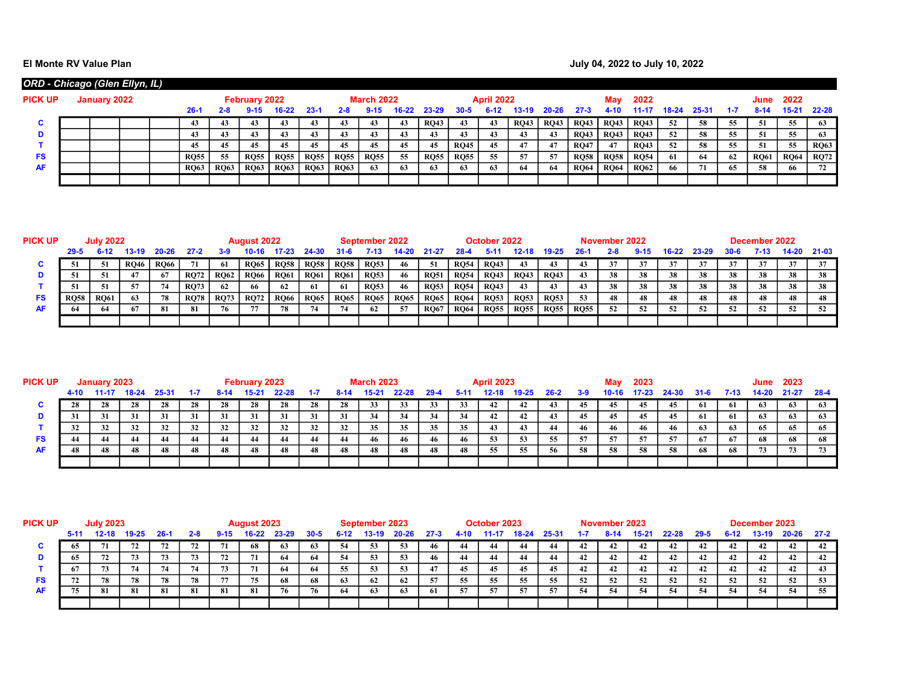El Monte RV Value Plan

July 04, 2022 to July 10, 2022

## ORD - Chicago (Glen Ellyn, IL)

| PICK UP | January 2022 | | | | February 2022 | | | | | March 2022 | | | | April 2022 | | | | | May 2022 | | | | | June 2022 | | | |
|---|---|---|---|---|---|---|---|---|---|---|---|---|---|---|---|---|---|---|---|---|---|---|---|---|---|---|---|
| | | | | | 26-1 | 2-8 | 9-15 | 16-22 | 23-1 | 2-8 | 9-15 | 16-22 | 23-29 | 30-5 | 6-12 | 13-19 | 20-26 | 27-3 | 4-10 | 11-17 | 18-24 | 25-31 | 1-7 | 8-14 | 15-21 | 22-28 |
| C | | | | | 43 | 43 | 43 | 43 | 43 | 43 | 43 | 43 | RQ43 | 43 | 43 | RQ43 | RQ43 | RQ43 | RQ43 | RQ43 | 52 | 58 | 55 | 51 | 55 | 63 |
| D | | | | | 43 | 43 | 43 | 43 | 43 | 43 | 43 | 43 | 43 | 43 | 43 | 43 | 43 | RQ43 | RQ43 | RQ43 | 52 | 58 | 55 | 51 | 55 | 63 |
| T | | | | | 45 | 45 | 45 | 45 | 45 | 45 | 45 | 45 | 45 | RQ45 | 45 | 47 | 47 | RQ47 | 47 | RQ43 | 52 | 58 | 55 | 51 | 55 | RQ63 |
| FS | | | | | RQ55 | 55 | RQ55 | RQ55 | RQ55 | RQ55 | RQ55 | 55 | RQ55 | RQ55 | 55 | 57 | 57 | RQ58 | RQ58 | RQ54 | 61 | 64 | 62 | RQ61 | RQ64 | RQ72 |
| AF | | | | | RQ63 | RQ63 | RQ63 | RQ63 | RQ63 | RQ63 | 63 | 63 | 63 | 63 | 63 | 64 | 64 | RQ64 | RQ64 | RQ62 | 66 | 71 | 65 | 58 | 66 | 72 |

| PICK UP | July 2022 | | | | August 2022 | | | | | September 2022 | | | | October 2022 | | | | | November 2022 | | | | | December 2022 | | | |
|---|---|---|---|---|---|---|---|---|---|---|---|---|---|---|---|---|---|---|---|---|---|---|---|---|---|---|---|
| | 29-5 | 6-12 | 13-19 | 20-26 | 27-2 | 3-9 | 10-16 | 17-23 | 24-30 | 31-6 | 7-13 | 14-20 | 21-27 | 28-4 | 5-11 | 12-18 | 19-25 | 26-1 | 2-8 | 9-15 | 16-22 | 23-29 | 30-6 | 7-13 | 14-20 | 21-03 |
| C | 51 | 51 | RQ46 | RQ66 | 71 | 61 | RQ65 | RQ58 | RQ58 | RQ58 | RQ53 | 46 | 51 | RQ54 | RQ43 | 43 | 43 | 43 | 37 | 37 | 37 | 37 | 37 | 37 | 37 | 37 |
| D | 51 | 51 | 47 | 67 | RQ72 | RQ62 | RQ66 | RQ61 | RQ61 | RQ61 | RQ53 | 46 | RQ51 | RQ54 | RQ43 | RQ43 | RQ43 | 43 | 38 | 38 | 38 | 38 | 38 | 38 | 38 | 38 |
| T | 51 | 51 | 57 | 74 | RQ73 | 62 | 66 | 62 | 61 | 61 | RQ53 | 46 | RQ53 | RQ54 | RQ43 | 43 | 43 | 43 | 38 | 38 | 38 | 38 | 38 | 38 | 38 | 38 |
| FS | RQ58 | RQ61 | 63 | 78 | RQ78 | RQ73 | RQ72 | RQ66 | RQ65 | RQ65 | RQ65 | RQ65 | RQ65 | RQ64 | RQ53 | RQ53 | RQ53 | 53 | 48 | 48 | 48 | 48 | 48 | 48 | 48 | 48 |
| AF | 64 | 64 | 67 | 81 | 81 | 76 | 77 | 78 | 74 | 74 | 62 | 57 | RQ67 | RQ64 | RQ55 | RQ55 | RQ55 | RQ55 | 52 | 52 | 52 | 52 | 52 | 52 | 52 | 52 |

| PICK UP | January 2023 | | | | February 2023 | | | | | March 2023 | | | | April 2023 | | | | | May 2023 | | | | | June 2023 | | | |
|---|---|---|---|---|---|---|---|---|---|---|---|---|---|---|---|---|---|---|---|---|---|---|---|---|---|---|---|
| | 4-10 | 11-17 | 18-24 | 25-31 | 1-7 | 8-14 | 15-21 | 22-28 | 1-7 | 8-14 | 15-21 | 22-28 | 29-4 | 5-11 | 12-18 | 19-25 | 26-2 | 3-9 | 10-16 | 17-23 | 24-30 | 31-6 | 7-13 | 14-20 | 21-27 | 28-4 |
| C | 28 | 28 | 28 | 28 | 28 | 28 | 28 | 28 | 28 | 28 | 33 | 33 | 33 | 33 | 42 | 42 | 43 | 45 | 45 | 45 | 45 | 61 | 61 | 63 | 63 | 63 |
| D | 31 | 31 | 31 | 31 | 31 | 31 | 31 | 31 | 31 | 31 | 34 | 34 | 34 | 34 | 42 | 42 | 43 | 45 | 45 | 45 | 45 | 61 | 61 | 63 | 63 | 63 |
| T | 32 | 32 | 32 | 32 | 32 | 32 | 32 | 32 | 32 | 32 | 35 | 35 | 35 | 35 | 43 | 43 | 44 | 46 | 46 | 46 | 46 | 63 | 63 | 65 | 65 | 65 |
| FS | 44 | 44 | 44 | 44 | 44 | 44 | 44 | 44 | 44 | 44 | 46 | 46 | 46 | 46 | 53 | 53 | 55 | 57 | 57 | 57 | 57 | 67 | 67 | 68 | 68 | 68 |
| AF | 48 | 48 | 48 | 48 | 48 | 48 | 48 | 48 | 48 | 48 | 48 | 48 | 48 | 48 | 55 | 55 | 56 | 58 | 58 | 58 | 58 | 68 | 68 | 73 | 73 | 73 |

| PICK UP | July 2023 | | | | August 2023 | | | | | September 2023 | | | | October 2023 | | | | | November 2023 | | | | | December 2023 | | | |
|---|---|---|---|---|---|---|---|---|---|---|---|---|---|---|---|---|---|---|---|---|---|---|---|---|---|---|---|
| | 5-11 | 12-18 | 19-25 | 26-1 | 2-8 | 9-15 | 16-22 | 23-29 | 30-5 | 6-12 | 13-19 | 20-26 | 27-3 | 4-10 | 11-17 | 18-24 | 25-31 | 1-7 | 8-14 | 15-21 | 22-28 | 29-5 | 6-12 | 13-19 | 20-26 | 27-2 |
| C | 65 | 71 | 72 | 72 | 72 | 71 | 68 | 63 | 63 | 54 | 53 | 53 | 46 | 44 | 44 | 44 | 44 | 42 | 42 | 42 | 42 | 42 | 42 | 42 | 42 | 42 |
| D | 65 | 72 | 73 | 73 | 73 | 72 | 71 | 64 | 64 | 54 | 53 | 53 | 46 | 44 | 44 | 44 | 44 | 42 | 42 | 42 | 42 | 42 | 42 | 42 | 42 | 42 |
| T | 67 | 73 | 74 | 74 | 74 | 73 | 71 | 64 | 64 | 55 | 53 | 53 | 47 | 45 | 45 | 45 | 45 | 42 | 42 | 42 | 42 | 42 | 42 | 42 | 42 | 43 |
| FS | 72 | 78 | 78 | 78 | 78 | 77 | 75 | 68 | 68 | 63 | 62 | 62 | 57 | 55 | 55 | 55 | 55 | 52 | 52 | 52 | 52 | 52 | 52 | 52 | 52 | 53 |
| AF | 75 | 81 | 81 | 81 | 81 | 81 | 81 | 76 | 76 | 64 | 63 | 63 | 61 | 57 | 57 | 57 | 57 | 54 | 54 | 54 | 54 | 54 | 54 | 54 | 54 | 55 |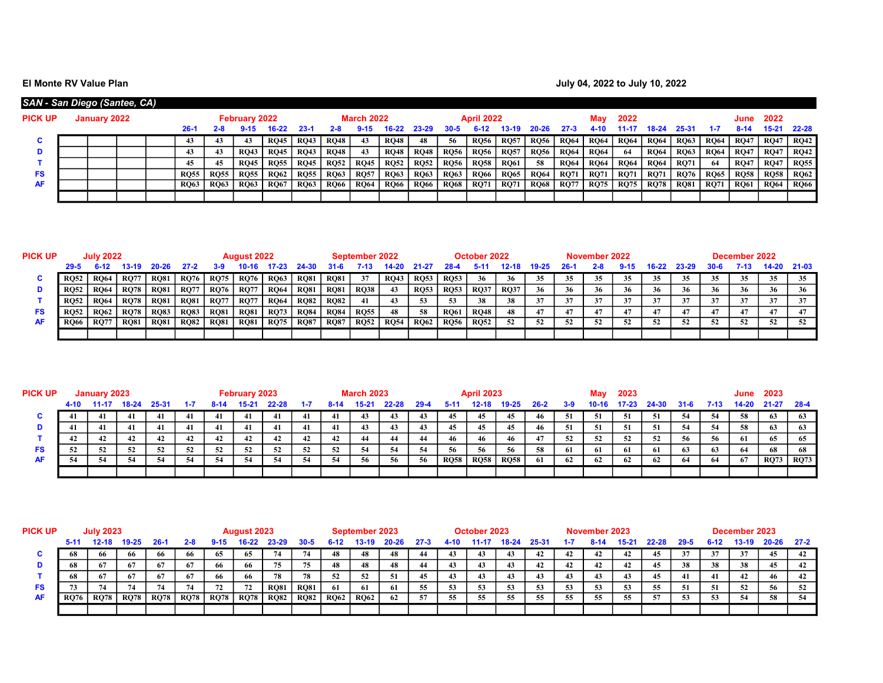El Monte RV Value Plan

July 04, 2022 to July 10, 2022

## SAN - San Diego (Santee, CA)

| PICK UP | January 2022 | | | | February 2022 | | | | | March 2022 | | | | April 2022 | | | | | May 2022 | | | | | June 2022 | | | |
|---|---|---|---|---|---|---|---|---|---|---|---|---|---|---|---|---|---|---|---|---|---|---|---|---|---|---|---|
| | | | | | 26-1 | 2-8 | 9-15 | 16-22 | 23-1 | 2-8 | 9-15 | 16-22 | 23-29 | 30-5 | 6-12 | 13-19 | 20-26 | 27-3 | 4-10 | 11-17 | 18-24 | 25-31 | 1-7 | 8-14 | 15-21 | 22-28 |
| C | | | | | 43 | 43 | 43 | RQ45 | RQ43 | RQ48 | 43 | RQ48 | 48 | 56 | RQ56 | RQ57 | RQ56 | RQ64 | RQ64 | RQ64 | RQ64 | RQ63 | RQ64 | RQ47 | RQ47 | RQ42 |
| D | | | | | 43 | 43 | RQ43 | RQ45 | RQ43 | RQ48 | 43 | RQ48 | RQ48 | RQ56 | RQ56 | RQ57 | RQ56 | RQ64 | RQ64 | 64 | RQ64 | RQ63 | RQ64 | RQ47 | RQ47 | RQ42 |
| T | | | | | 45 | 45 | RQ45 | RQ55 | RQ45 | RQ52 | RQ45 | RQ52 | RQ52 | RQ56 | RQ58 | RQ61 | 58 | RQ64 | RQ64 | RQ64 | RQ64 | RQ71 | 64 | RQ47 | RQ47 | RQ55 |
| FS | | | | | RQ55 | RQ55 | RQ55 | RQ62 | RQ55 | RQ63 | RQ57 | RQ63 | RQ63 | RQ63 | RQ66 | RQ65 | RQ64 | RQ71 | RQ71 | RQ71 | RQ71 | RQ76 | RQ65 | RQ58 | RQ58 | RQ62 |
| AF | | | | | RQ63 | RQ63 | RQ63 | RQ67 | RQ63 | RQ66 | RQ64 | RQ66 | RQ66 | RQ68 | RQ71 | RQ71 | RQ68 | RQ77 | RQ75 | RQ75 | RQ78 | RQ81 | RQ71 | RQ61 | RQ64 | RQ66 |

| PICK UP | July 2022 | | | | | August 2022 | | | | September 2022 | | | | | October 2022 | | | | November 2022 | | | | | December 2022 | | | |
|---|---|---|---|---|---|---|---|---|---|---|---|---|---|---|---|---|---|---|---|---|---|---|---|---|---|---|---|
| | 29-5 | 6-12 | 13-19 | 20-26 | 27-2 | 3-9 | 10-16 | 17-23 | 24-30 | 31-6 | 7-13 | 14-20 | 21-27 | 28-4 | 5-11 | 12-18 | 19-25 | 26-1 | 2-8 | 9-15 | 16-22 | 23-29 | 30-6 | 7-13 | 14-20 | 21-03 |
| C | RQ52 | RQ64 | RQ77 | RQ81 | RQ76 | RQ75 | RQ76 | RQ63 | RQ81 | RQ81 | 37 | RQ43 | RQ53 | RQ53 | 36 | 36 | 35 | 35 | 35 | 35 | 35 | 35 | 35 | 35 | 35 | 35 |
| D | RQ52 | RQ64 | RQ78 | RQ81 | RQ77 | RQ76 | RQ77 | RQ64 | RQ81 | RQ81 | RQ38 | 43 | RQ53 | RQ53 | RQ37 | RQ37 | 36 | 36 | 36 | 36 | 36 | 36 | 36 | 36 | 36 | 36 |
| T | RQ52 | RQ64 | RQ78 | RQ81 | RQ81 | RQ77 | RQ77 | RQ64 | RQ82 | RQ82 | 41 | 43 | 53 | 53 | 38 | 38 | 37 | 37 | 37 | 37 | 37 | 37 | 37 | 37 | 37 | 37 |
| FS | RQ52 | RQ62 | RQ78 | RQ83 | RQ83 | RQ81 | RQ81 | RQ73 | RQ84 | RQ84 | RQ55 | 48 | 58 | RQ61 | RQ48 | 48 | 47 | 47 | 47 | 47 | 47 | 47 | 47 | 47 | 47 | 47 |
| AF | RQ66 | RQ77 | RQ81 | RQ81 | RQ82 | RQ81 | RQ81 | RQ75 | RQ87 | RQ87 | RQ52 | RQ54 | RQ62 | RQ56 | RQ52 | 52 | 52 | 52 | 52 | 52 | 52 | 52 | 52 | 52 | 52 | 52 |

| PICK UP | January 2023 | | | | February 2023 | | | | March 2023 | | | | | April 2023 | | | | May 2023 | | | | | June 2023 | | | |
|---|---|---|---|---|---|---|---|---|---|---|---|---|---|---|---|---|---|---|---|---|---|---|---|---|---|---|
| | 4-10 | 11-17 | 18-24 | 25-31 | 1-7 | 8-14 | 15-21 | 22-28 | 1-7 | 8-14 | 15-21 | 22-28 | 29-4 | 5-11 | 12-18 | 19-25 | 26-2 | 3-9 | 10-16 | 17-23 | 24-30 | 31-6 | 7-13 | 14-20 | 21-27 | 28-4 |
| C | 41 | 41 | 41 | 41 | 41 | 41 | 41 | 41 | 41 | 41 | 43 | 43 | 43 | 45 | 45 | 45 | 46 | 51 | 51 | 51 | 51 | 54 | 54 | 58 | 63 | 63 |
| D | 41 | 41 | 41 | 41 | 41 | 41 | 41 | 41 | 41 | 41 | 43 | 43 | 43 | 45 | 45 | 45 | 46 | 51 | 51 | 51 | 51 | 54 | 54 | 58 | 63 | 63 |
| T | 42 | 42 | 42 | 42 | 42 | 42 | 42 | 42 | 42 | 42 | 44 | 44 | 44 | 46 | 46 | 46 | 47 | 52 | 52 | 52 | 52 | 56 | 56 | 61 | 65 | 65 |
| FS | 52 | 52 | 52 | 52 | 52 | 52 | 52 | 52 | 52 | 52 | 54 | 54 | 54 | 56 | 56 | 56 | 58 | 61 | 61 | 61 | 61 | 63 | 63 | 64 | 68 | 68 |
| AF | 54 | 54 | 54 | 54 | 54 | 54 | 54 | 54 | 54 | 54 | 56 | 56 | 56 | RQ58 | RQ58 | RQ58 | 61 | 62 | 62 | 62 | 62 | 64 | 64 | 67 | RQ73 | RQ73 |

| PICK UP | July 2023 | | | | | August 2023 | | | | September 2023 | | | | | October 2023 | | | | November 2023 | | | | | December 2023 | | | |
|---|---|---|---|---|---|---|---|---|---|---|---|---|---|---|---|---|---|---|---|---|---|---|---|---|---|---|---|
| | 5-11 | 12-18 | 19-25 | 26-1 | 2-8 | 9-15 | 16-22 | 23-29 | 30-5 | 6-12 | 13-19 | 20-26 | 27-3 | 4-10 | 11-17 | 18-24 | 25-31 | 1-7 | 8-14 | 15-21 | 22-28 | 29-5 | 6-12 | 13-19 | 20-26 | 27-2 |
| C | 68 | 66 | 66 | 66 | 66 | 65 | 65 | 74 | 74 | 48 | 48 | 48 | 44 | 43 | 43 | 43 | 42 | 42 | 42 | 42 | 45 | 37 | 37 | 37 | 45 | 42 |
| D | 68 | 67 | 67 | 67 | 67 | 66 | 66 | 75 | 75 | 48 | 48 | 48 | 44 | 43 | 43 | 43 | 42 | 42 | 42 | 42 | 45 | 38 | 38 | 38 | 45 | 42 |
| T | 68 | 67 | 67 | 67 | 67 | 66 | 66 | 78 | 78 | 52 | 52 | 51 | 45 | 43 | 43 | 43 | 43 | 43 | 43 | 43 | 45 | 41 | 41 | 42 | 46 | 42 |
| FS | 73 | 74 | 74 | 74 | 74 | 72 | 72 | RQ81 | RQ81 | 61 | 61 | 61 | 55 | 53 | 53 | 53 | 53 | 53 | 53 | 53 | 55 | 51 | 51 | 52 | 56 | 52 |
| AF | RQ76 | RQ78 | RQ78 | RQ78 | RQ78 | RQ78 | RQ78 | RQ82 | RQ82 | RQ62 | RQ62 | 62 | 57 | 55 | 55 | 55 | 55 | 55 | 55 | 55 | 57 | 53 | 53 | 54 | 58 | 54 |